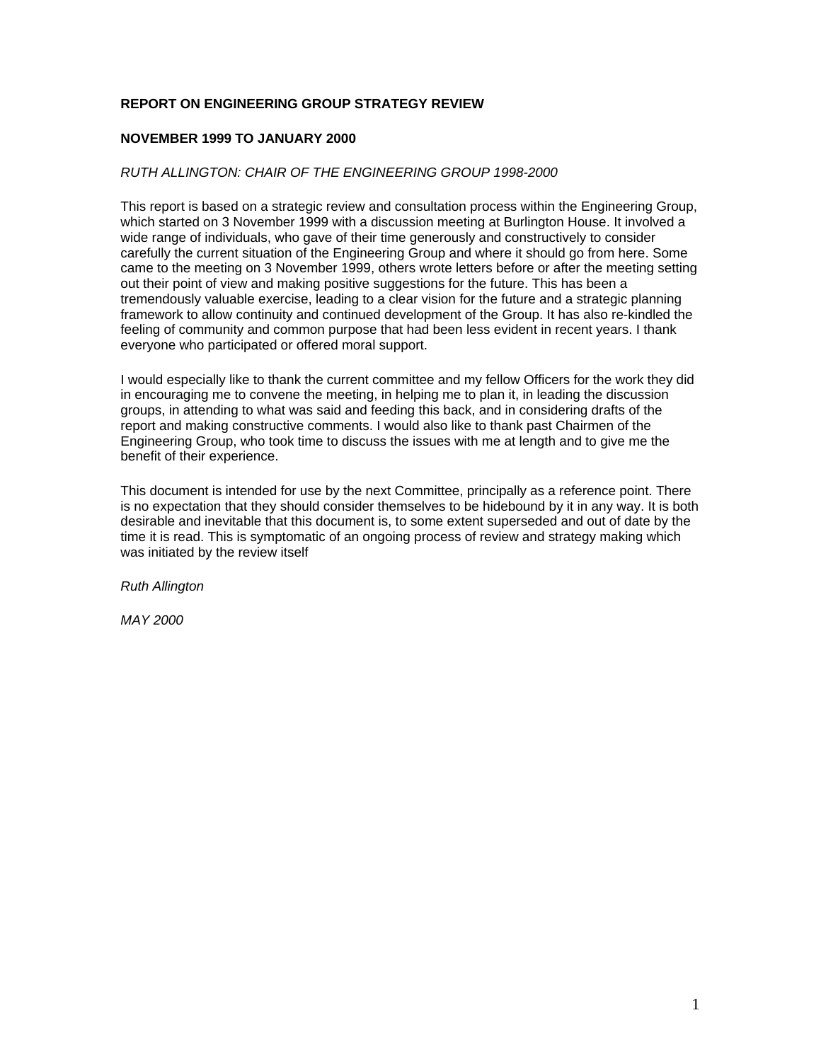**REPORT ON ENGINEERING GROUP STRATEGY REVIEW**

**NOVEMBER 1999 TO JANUARY 2000**

*RUTH ALLINGTON: CHAIR OF THE ENGINEERING GROUP 1998-2000*

This report is based on a strategic review and consultation process within the Engineering Group, which started on 3 November 1999 with a discussion meeting at Burlington House. It involved a wide range of individuals, who gave of their time generously and constructively to consider carefully the current situation of the Engineering Group and where it should go from here. Some came to the meeting on 3 November 1999, others wrote letters before or after the meeting setting out their point of view and making positive suggestions for the future. This has been a tremendously valuable exercise, leading to a clear vision for the future and a strategic planning framework to allow continuity and continued development of the Group. It has also re-kindled the feeling of community and common purpose that had been less evident in recent years. I thank everyone who participated or offered moral support.

I would especially like to thank the current committee and my fellow Officers for the work they did in encouraging me to convene the meeting, in helping me to plan it, in leading the discussion groups, in attending to what was said and feeding this back, and in considering drafts of the report and making constructive comments. I would also like to thank past Chairmen of the Engineering Group, who took time to discuss the issues with me at length and to give me the benefit of their experience.

This document is intended for use by the next Committee, principally as a reference point. There is no expectation that they should consider themselves to be hidebound by it in any way. It is both desirable and inevitable that this document is, to some extent superseded and out of date by the time it is read. This is symptomatic of an ongoing process of review and strategy making which was initiated by the review itself

*Ruth Allington*

*MAY 2000*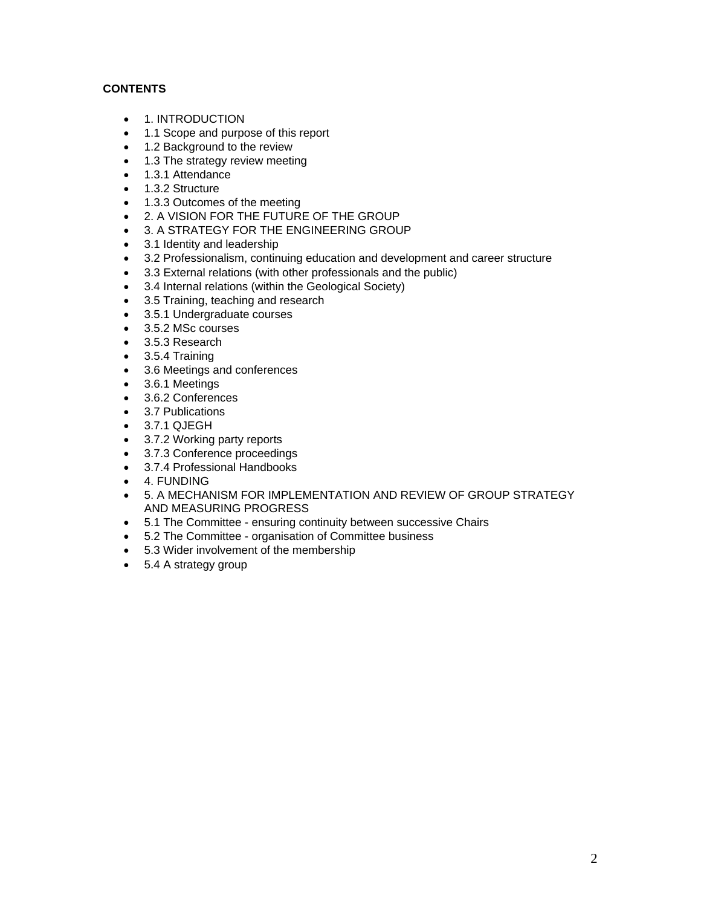**CONTENTS**

- 1. INTRODUCTION
- 1.1 Scope and purpose of this report
- 1.2 Background to the review
- 1.3 The strategy review meeting
- 1.3.1 Attendance
- 1.3.2 Structure
- 1.3.3 Outcomes of the meeting
- 2. A VISION FOR THE FUTURE OF THE GROUP
- 3. A STRATEGY FOR THE ENGINEERING GROUP
- 3.1 Identity and leadership
- 3.2 Professionalism, continuing education and development and career structure
- 3.3 External relations (with other professionals and the public)
- 3.4 Internal relations (within the Geological Society)
- 3.5 Training, teaching and research
- 3.5.1 Undergraduate courses
- 3.5.2 MSc courses
- 3.5.3 Research
- 3.5.4 Training
- 3.6 Meetings and conferences
- 3.6.1 Meetings
- 3.6.2 Conferences
- 3.7 Publications
- 3.7.1 QJEGH
- 3.7.2 Working party reports
- 3.7.3 Conference proceedings
- 3.7.4 Professional Handbooks
- 4. FUNDING
- 5. A MECHANISM FOR IMPLEMENTATION AND REVIEW OF GROUP STRATEGY AND MEASURING PROGRESS
- 5.1 The Committee - ensuring continuity between successive Chairs
- 5.2 The Committee - organisation of Committee business
- 5.3 Wider involvement of the membership
- 5.4 A strategy group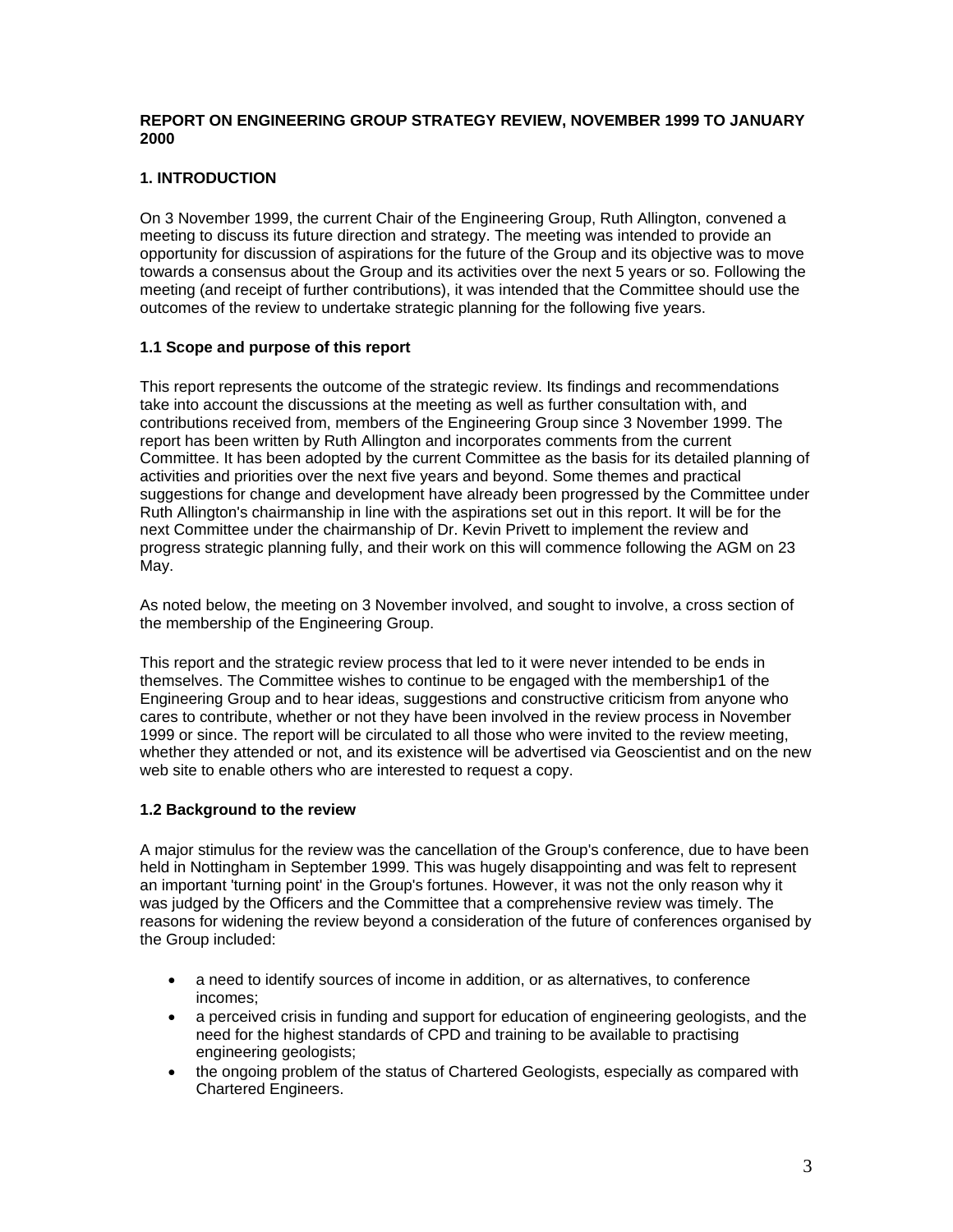**REPORT ON ENGINEERING GROUP STRATEGY REVIEW, NOVEMBER 1999 TO JANUARY 2000**

## 1. INTRODUCTION

On 3 November 1999, the current Chair of the Engineering Group, Ruth Allington, convened a meeting to discuss its future direction and strategy. The meeting was intended to provide an opportunity for discussion of aspirations for the future of the Group and its objective was to move towards a consensus about the Group and its activities over the next 5 years or so. Following the meeting (and receipt of further contributions), it was intended that the Committee should use the outcomes of the review to undertake strategic planning for the following five years.

### 1.1 Scope and purpose of this report

This report represents the outcome of the strategic review. Its findings and recommendations take into account the discussions at the meeting as well as further consultation with, and contributions received from, members of the Engineering Group since 3 November 1999. The report has been written by Ruth Allington and incorporates comments from the current Committee. It has been adopted by the current Committee as the basis for its detailed planning of activities and priorities over the next five years and beyond. Some themes and practical suggestions for change and development have already been progressed by the Committee under Ruth Allington's chairmanship in line with the aspirations set out in this report. It will be for the next Committee under the chairmanship of Dr. Kevin Privett to implement the review and progress strategic planning fully, and their work on this will commence following the AGM on 23 May.

As noted below, the meeting on 3 November involved, and sought to involve, a cross section of the membership of the Engineering Group.

This report and the strategic review process that led to it were never intended to be ends in themselves. The Committee wishes to continue to be engaged with the membership[1] of the Engineering Group and to hear ideas, suggestions and constructive criticism from anyone who cares to contribute, whether or not they have been involved in the review process in November 1999 or since. The report will be circulated to all those who were invited to the review meeting, whether they attended or not, and its existence will be advertised via Geoscientist and on the new web site to enable others who are interested to request a copy.

### 1.2 Background to the review

A major stimulus for the review was the cancellation of the Group's conference, due to have been held in Nottingham in September 1999. This was hugely disappointing and was felt to represent an important 'turning point' in the Group's fortunes. However, it was not the only reason why it was judged by the Officers and the Committee that a comprehensive review was timely. The reasons for widening the review beyond a consideration of the future of conferences organised by the Group included:

- a need to identify sources of income in addition, or as alternatives, to conference incomes;
- a perceived crisis in funding and support for education of engineering geologists, and the need for the highest standards of CPD and training to be available to practising engineering geologists;
- the ongoing problem of the status of Chartered Geologists, especially as compared with Chartered Engineers.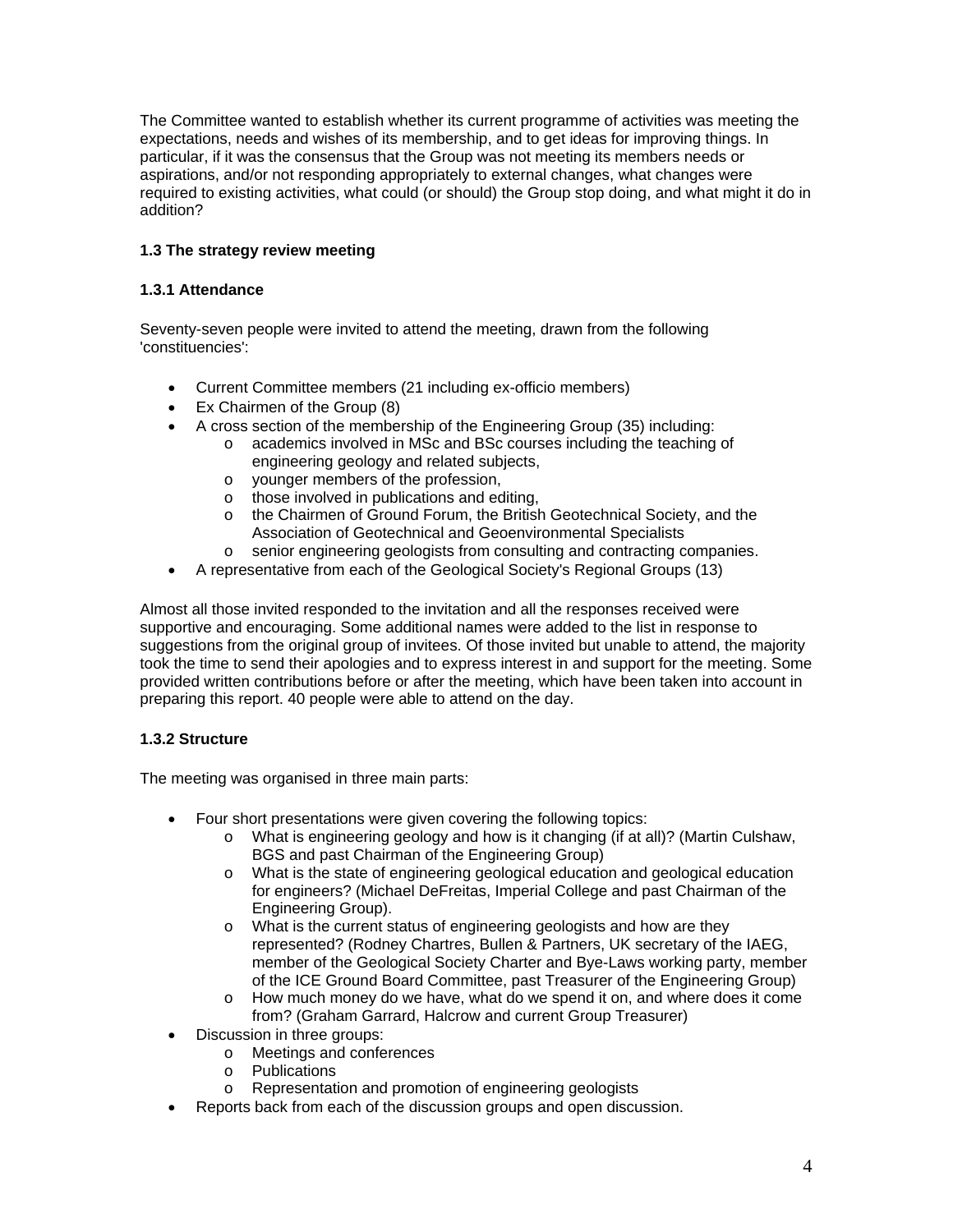The Committee wanted to establish whether its current programme of activities was meeting the expectations, needs and wishes of its membership, and to get ideas for improving things. In particular, if it was the consensus that the Group was not meeting its members needs or aspirations, and/or not responding appropriately to external changes, what changes were required to existing activities, what could (or should) the Group stop doing, and what might it do in addition?

### 1.3 The strategy review meeting

#### 1.3.1 Attendance

Seventy-seven people were invited to attend the meeting, drawn from the following 'constituencies':

- Current Committee members (21 including ex-officio members)
- Ex Chairmen of the Group (8)
- A cross section of the membership of the Engineering Group (35) including:
  - academics involved in MSc and BSc courses including the teaching of engineering geology and related subjects,
  - younger members of the profession,
  - those involved in publications and editing,
  - the Chairmen of Ground Forum, the British Geotechnical Society, and the Association of Geotechnical and Geoenvironmental Specialists
  - senior engineering geologists from consulting and contracting companies.
- A representative from each of the Geological Society's Regional Groups (13)

Almost all those invited responded to the invitation and all the responses received were supportive and encouraging. Some additional names were added to the list in response to suggestions from the original group of invitees. Of those invited but unable to attend, the majority took the time to send their apologies and to express interest in and support for the meeting. Some provided written contributions before or after the meeting, which have been taken into account in preparing this report. 40 people were able to attend on the day.

#### 1.3.2 Structure

The meeting was organised in three main parts:

- Four short presentations were given covering the following topics:
  - What is engineering geology and how is it changing (if at all)? (Martin Culshaw, BGS and past Chairman of the Engineering Group)
  - What is the state of engineering geological education and geological education for engineers? (Michael DeFreitas, Imperial College and past Chairman of the Engineering Group).
  - What is the current status of engineering geologists and how are they represented? (Rodney Chartres, Bullen & Partners, UK secretary of the IAEG, member of the Geological Society Charter and Bye-Laws working party, member of the ICE Ground Board Committee, past Treasurer of the Engineering Group)
  - How much money do we have, what do we spend it on, and where does it come from? (Graham Garrard, Halcrow and current Group Treasurer)
- Discussion in three groups:
  - Meetings and conferences
  - Publications
  - Representation and promotion of engineering geologists
- Reports back from each of the discussion groups and open discussion.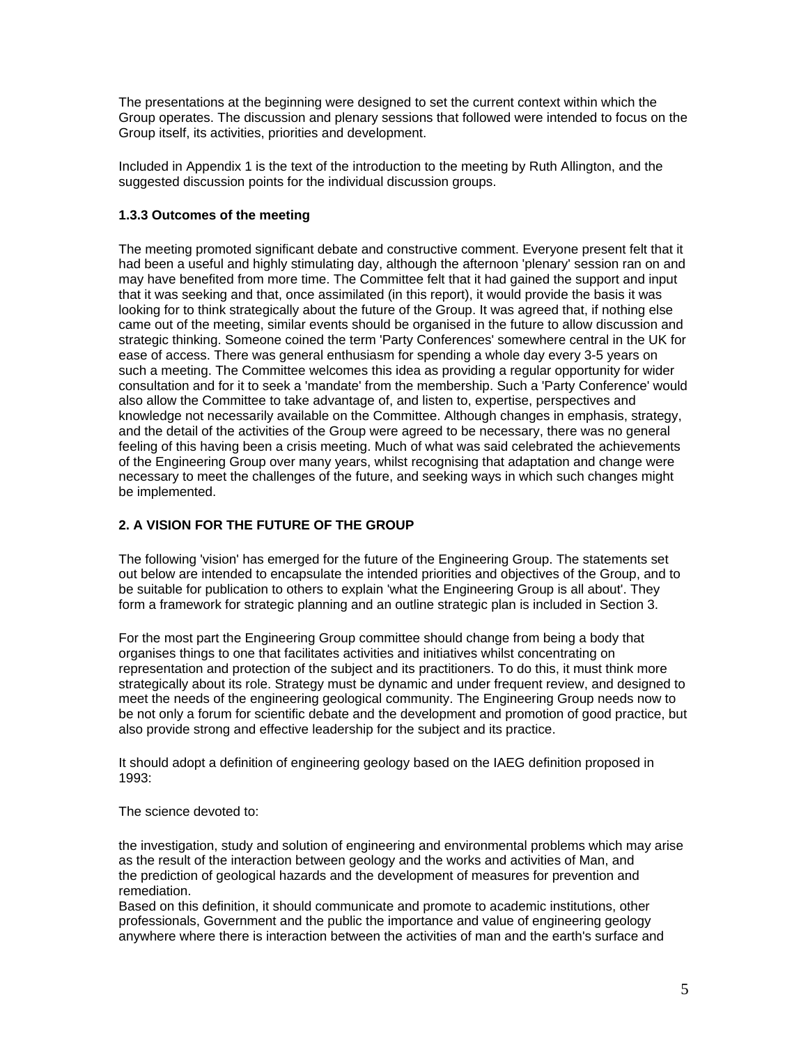The presentations at the beginning were designed to set the current context within which the Group operates. The discussion and plenary sessions that followed were intended to focus on the Group itself, its activities, priorities and development.

Included in Appendix 1 is the text of the introduction to the meeting by Ruth Allington, and the suggested discussion points for the individual discussion groups.

### 1.3.3 Outcomes of the meeting

The meeting promoted significant debate and constructive comment. Everyone present felt that it had been a useful and highly stimulating day, although the afternoon 'plenary' session ran on and may have benefited from more time. The Committee felt that it had gained the support and input that it was seeking and that, once assimilated (in this report), it would provide the basis it was looking for to think strategically about the future of the Group. It was agreed that, if nothing else came out of the meeting, similar events should be organised in the future to allow discussion and strategic thinking. Someone coined the term 'Party Conferences' somewhere central in the UK for ease of access. There was general enthusiasm for spending a whole day every 3-5 years on such a meeting. The Committee welcomes this idea as providing a regular opportunity for wider consultation and for it to seek a 'mandate' from the membership. Such a 'Party Conference' would also allow the Committee to take advantage of, and listen to, expertise, perspectives and knowledge not necessarily available on the Committee. Although changes in emphasis, strategy, and the detail of the activities of the Group were agreed to be necessary, there was no general feeling of this having been a crisis meeting. Much of what was said celebrated the achievements of the Engineering Group over many years, whilst recognising that adaptation and change were necessary to meet the challenges of the future, and seeking ways in which such changes might be implemented.

## 2. A VISION FOR THE FUTURE OF THE GROUP

The following 'vision' has emerged for the future of the Engineering Group. The statements set out below are intended to encapsulate the intended priorities and objectives of the Group, and to be suitable for publication to others to explain 'what the Engineering Group is all about'. They form a framework for strategic planning and an outline strategic plan is included in Section 3.

For the most part the Engineering Group committee should change from being a body that organises things to one that facilitates activities and initiatives whilst concentrating on representation and protection of the subject and its practitioners. To do this, it must think more strategically about its role. Strategy must be dynamic and under frequent review, and designed to meet the needs of the engineering geological community. The Engineering Group needs now to be not only a forum for scientific debate and the development and promotion of good practice, but also provide strong and effective leadership for the subject and its practice.

It should adopt a definition of engineering geology based on the IAEG definition proposed in 1993:

The science devoted to:

the investigation, study and solution of engineering and environmental problems which may arise as the result of the interaction between geology and the works and activities of Man, and
the prediction of geological hazards and the development of measures for prevention and remediation.

Based on this definition, it should communicate and promote to academic institutions, other professionals, Government and the public the importance and value of engineering geology anywhere where there is interaction between the activities of man and the earth's surface and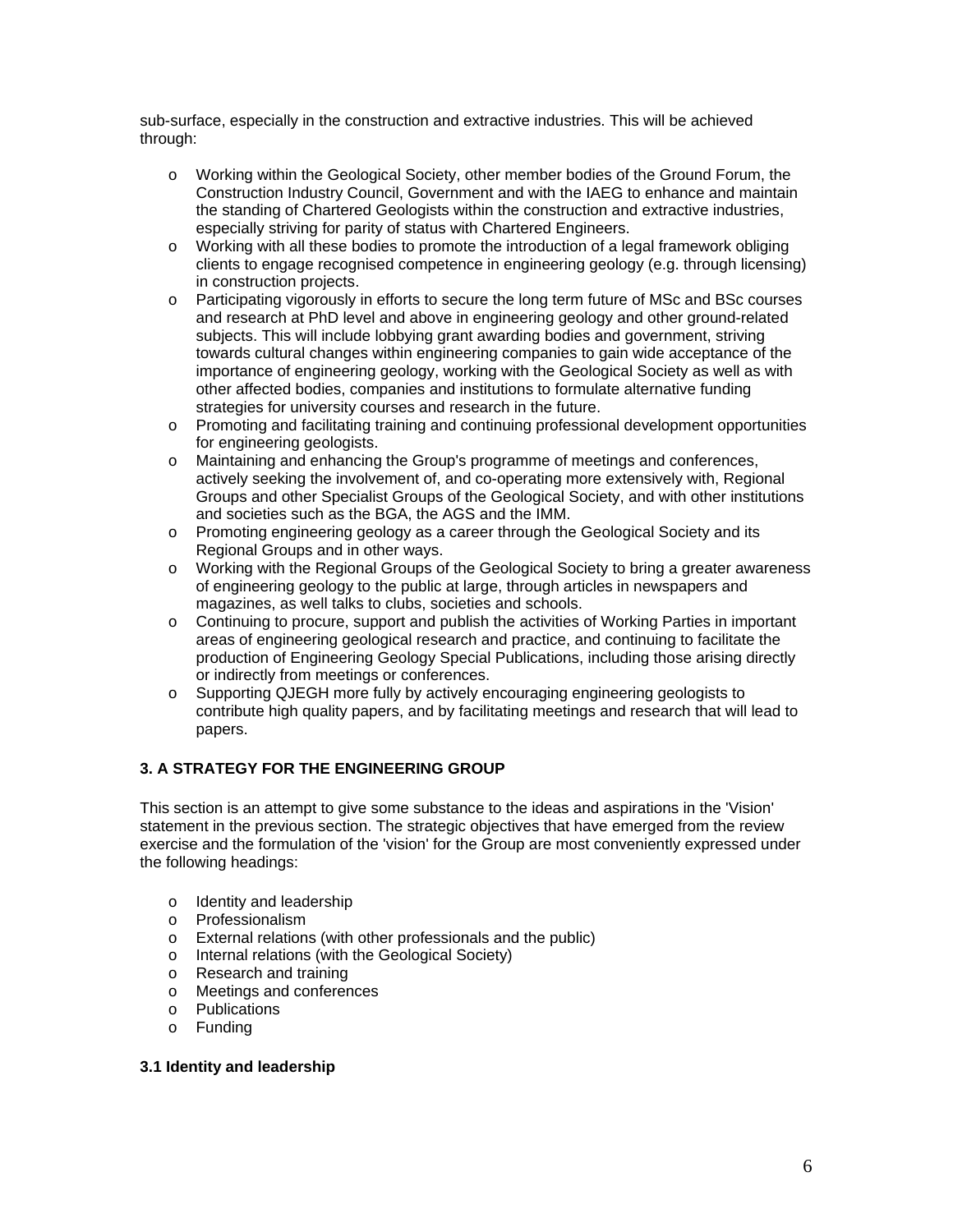sub-surface, especially in the construction and extractive industries. This will be achieved through:

- Working within the Geological Society, other member bodies of the Ground Forum, the Construction Industry Council, Government and with the IAEG to enhance and maintain the standing of Chartered Geologists within the construction and extractive industries, especially striving for parity of status with Chartered Engineers.
- Working with all these bodies to promote the introduction of a legal framework obliging clients to engage recognised competence in engineering geology (e.g. through licensing) in construction projects.
- Participating vigorously in efforts to secure the long term future of MSc and BSc courses and research at PhD level and above in engineering geology and other ground-related subjects. This will include lobbying grant awarding bodies and government, striving towards cultural changes within engineering companies to gain wide acceptance of the importance of engineering geology, working with the Geological Society as well as with other affected bodies, companies and institutions to formulate alternative funding strategies for university courses and research in the future.
- Promoting and facilitating training and continuing professional development opportunities for engineering geologists.
- Maintaining and enhancing the Group's programme of meetings and conferences, actively seeking the involvement of, and co-operating more extensively with, Regional Groups and other Specialist Groups of the Geological Society, and with other institutions and societies such as the BGA, the AGS and the IMM.
- Promoting engineering geology as a career through the Geological Society and its Regional Groups and in other ways.
- Working with the Regional Groups of the Geological Society to bring a greater awareness of engineering geology to the public at large, through articles in newspapers and magazines, as well talks to clubs, societies and schools.
- Continuing to procure, support and publish the activities of Working Parties in important areas of engineering geological research and practice, and continuing to facilitate the production of Engineering Geology Special Publications, including those arising directly or indirectly from meetings or conferences.
- Supporting QJEGH more fully by actively encouraging engineering geologists to contribute high quality papers, and by facilitating meetings and research that will lead to papers.

## 3. A STRATEGY FOR THE ENGINEERING GROUP

This section is an attempt to give some substance to the ideas and aspirations in the 'Vision' statement in the previous section. The strategic objectives that have emerged from the review exercise and the formulation of the 'vision' for the Group are most conveniently expressed under the following headings:

- Identity and leadership
- Professionalism
- External relations (with other professionals and the public)
- Internal relations (with the Geological Society)
- Research and training
- Meetings and conferences
- Publications
- Funding

### 3.1 Identity and leadership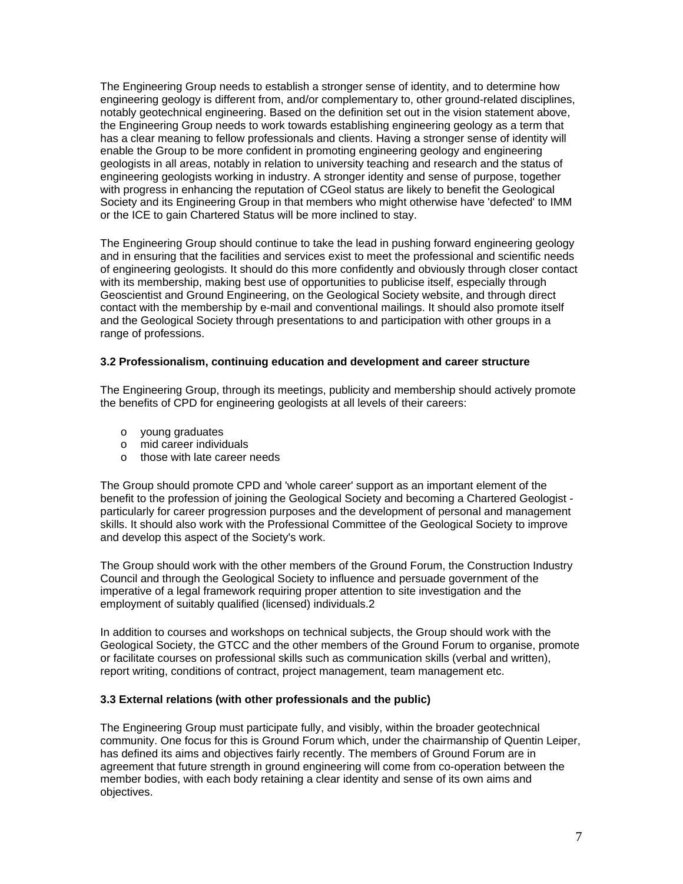The Engineering Group needs to establish a stronger sense of identity, and to determine how engineering geology is different from, and/or complementary to, other ground-related disciplines, notably geotechnical engineering. Based on the definition set out in the vision statement above, the Engineering Group needs to work towards establishing engineering geology as a term that has a clear meaning to fellow professionals and clients. Having a stronger sense of identity will enable the Group to be more confident in promoting engineering geology and engineering geologists in all areas, notably in relation to university teaching and research and the status of engineering geologists working in industry. A stronger identity and sense of purpose, together with progress in enhancing the reputation of CGeol status are likely to benefit the Geological Society and its Engineering Group in that members who might otherwise have 'defected' to IMM or the ICE to gain Chartered Status will be more inclined to stay.

The Engineering Group should continue to take the lead in pushing forward engineering geology and in ensuring that the facilities and services exist to meet the professional and scientific needs of engineering geologists. It should do this more confidently and obviously through closer contact with its membership, making best use of opportunities to publicise itself, especially through Geoscientist and Ground Engineering, on the Geological Society website, and through direct contact with the membership by e-mail and conventional mailings. It should also promote itself and the Geological Society through presentations to and participation with other groups in a range of professions.

### 3.2 Professionalism, continuing education and development and career structure

The Engineering Group, through its meetings, publicity and membership should actively promote the benefits of CPD for engineering geologists at all levels of their careers:

- young graduates
- mid career individuals
- those with late career needs

The Group should promote CPD and 'whole career' support as an important element of the benefit to the profession of joining the Geological Society and becoming a Chartered Geologist - particularly for career progression purposes and the development of personal and management skills. It should also work with the Professional Committee of the Geological Society to improve and develop this aspect of the Society's work.

The Group should work with the other members of the Ground Forum, the Construction Industry Council and through the Geological Society to influence and persuade government of the imperative of a legal framework requiring proper attention to site investigation and the employment of suitably qualified (licensed) individuals.[2]

In addition to courses and workshops on technical subjects, the Group should work with the Geological Society, the GTCC and the other members of the Ground Forum to organise, promote or facilitate courses on professional skills such as communication skills (verbal and written), report writing, conditions of contract, project management, team management etc.

### 3.3 External relations (with other professionals and the public)

The Engineering Group must participate fully, and visibly, within the broader geotechnical community. One focus for this is Ground Forum which, under the chairmanship of Quentin Leiper, has defined its aims and objectives fairly recently. The members of Ground Forum are in agreement that future strength in ground engineering will come from co-operation between the member bodies, with each body retaining a clear identity and sense of its own aims and objectives.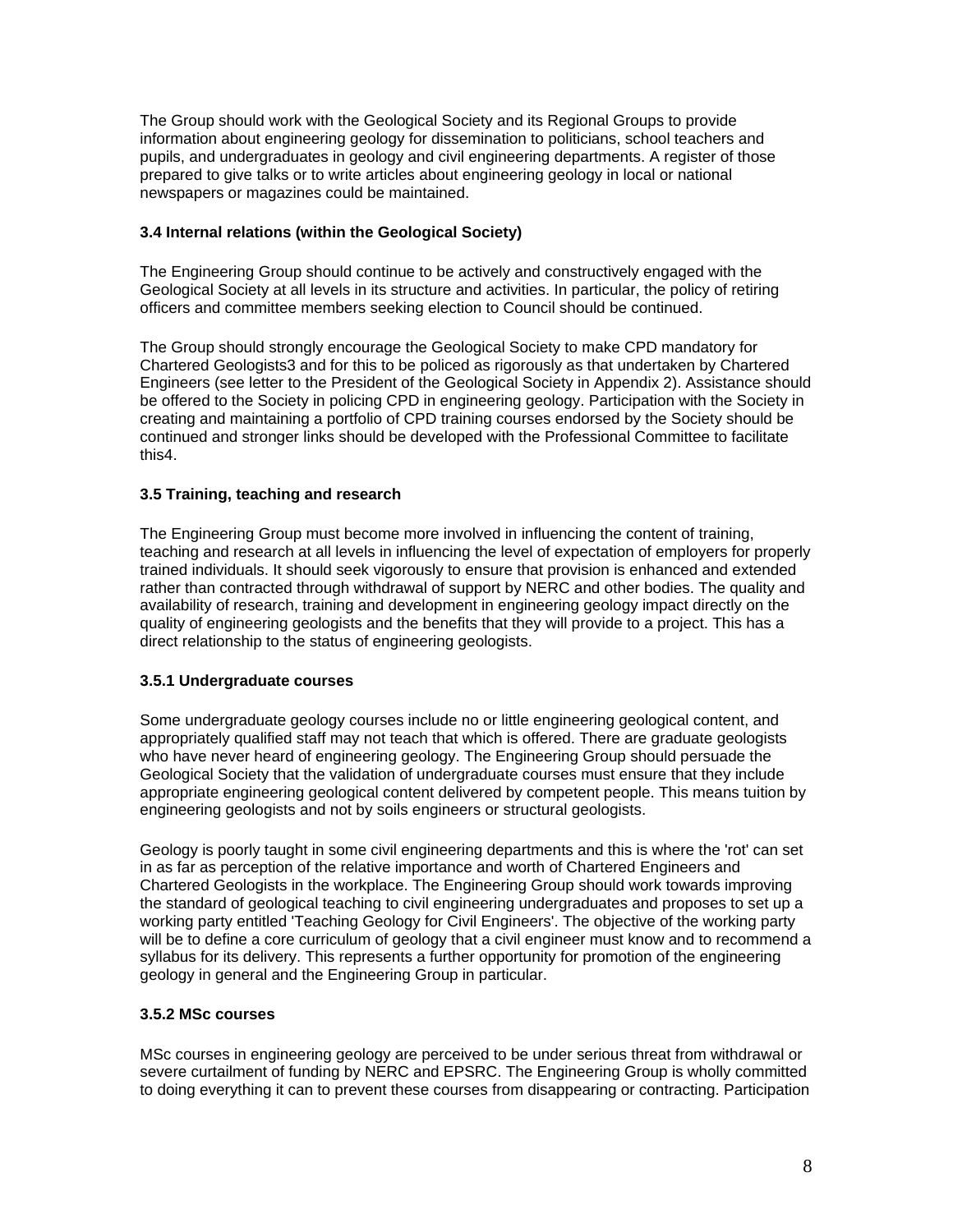The Group should work with the Geological Society and its Regional Groups to provide information about engineering geology for dissemination to politicians, school teachers and pupils, and undergraduates in geology and civil engineering departments. A register of those prepared to give talks or to write articles about engineering geology in local or national newspapers or magazines could be maintained.

### 3.4 Internal relations (within the Geological Society)

The Engineering Group should continue to be actively and constructively engaged with the Geological Society at all levels in its structure and activities. In particular, the policy of retiring officers and committee members seeking election to Council should be continued.

The Group should strongly encourage the Geological Society to make CPD mandatory for Chartered Geologists[3] and for this to be policed as rigorously as that undertaken by Chartered Engineers (see letter to the President of the Geological Society in Appendix 2). Assistance should be offered to the Society in policing CPD in engineering geology. Participation with the Society in creating and maintaining a portfolio of CPD training courses endorsed by the Society should be continued and stronger links should be developed with the Professional Committee to facilitate this[4].

### 3.5 Training, teaching and research

The Engineering Group must become more involved in influencing the content of training, teaching and research at all levels in influencing the level of expectation of employers for properly trained individuals. It should seek vigorously to ensure that provision is enhanced and extended rather than contracted through withdrawal of support by NERC and other bodies. The quality and availability of research, training and development in engineering geology impact directly on the quality of engineering geologists and the benefits that they will provide to a project. This has a direct relationship to the status of engineering geologists.

#### 3.5.1 Undergraduate courses

Some undergraduate geology courses include no or little engineering geological content, and appropriately qualified staff may not teach that which is offered. There are graduate geologists who have never heard of engineering geology. The Engineering Group should persuade the Geological Society that the validation of undergraduate courses must ensure that they include appropriate engineering geological content delivered by competent people. This means tuition by engineering geologists and not by soils engineers or structural geologists.

Geology is poorly taught in some civil engineering departments and this is where the 'rot' can set in as far as perception of the relative importance and worth of Chartered Engineers and Chartered Geologists in the workplace. The Engineering Group should work towards improving the standard of geological teaching to civil engineering undergraduates and proposes to set up a working party entitled 'Teaching Geology for Civil Engineers'. The objective of the working party will be to define a core curriculum of geology that a civil engineer must know and to recommend a syllabus for its delivery. This represents a further opportunity for promotion of the engineering geology in general and the Engineering Group in particular.

#### 3.5.2 MSc courses

MSc courses in engineering geology are perceived to be under serious threat from withdrawal or severe curtailment of funding by NERC and EPSRC. The Engineering Group is wholly committed to doing everything it can to prevent these courses from disappearing or contracting. Participation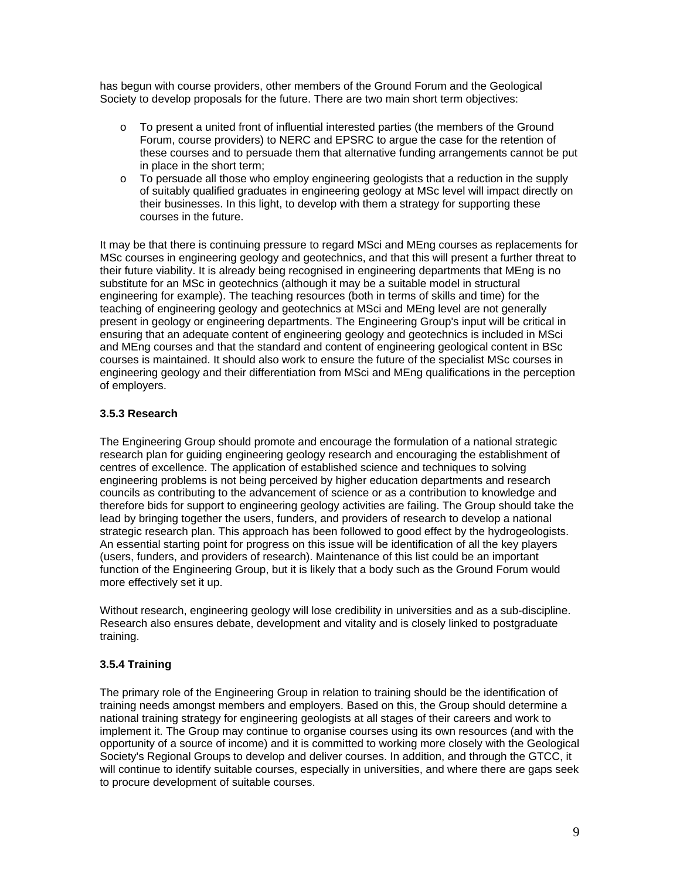has begun with course providers, other members of the Ground Forum and the Geological Society to develop proposals for the future. There are two main short term objectives:

- To present a united front of influential interested parties (the members of the Ground Forum, course providers) to NERC and EPSRC to argue the case for the retention of these courses and to persuade them that alternative funding arrangements cannot be put in place in the short term;
- To persuade all those who employ engineering geologists that a reduction in the supply of suitably qualified graduates in engineering geology at MSc level will impact directly on their businesses. In this light, to develop with them a strategy for supporting these courses in the future.

It may be that there is continuing pressure to regard MSci and MEng courses as replacements for MSc courses in engineering geology and geotechnics, and that this will present a further threat to their future viability. It is already being recognised in engineering departments that MEng is no substitute for an MSc in geotechnics (although it may be a suitable model in structural engineering for example). The teaching resources (both in terms of skills and time) for the teaching of engineering geology and geotechnics at MSci and MEng level are not generally present in geology or engineering departments. The Engineering Group's input will be critical in ensuring that an adequate content of engineering geology and geotechnics is included in MSci and MEng courses and that the standard and content of engineering geological content in BSc courses is maintained. It should also work to ensure the future of the specialist MSc courses in engineering geology and their differentiation from MSci and MEng qualifications in the perception of employers.

### 3.5.3 Research

The Engineering Group should promote and encourage the formulation of a national strategic research plan for guiding engineering geology research and encouraging the establishment of centres of excellence. The application of established science and techniques to solving engineering problems is not being perceived by higher education departments and research councils as contributing to the advancement of science or as a contribution to knowledge and therefore bids for support to engineering geology activities are failing. The Group should take the lead by bringing together the users, funders, and providers of research to develop a national strategic research plan. This approach has been followed to good effect by the hydrogeologists. An essential starting point for progress on this issue will be identification of all the key players (users, funders, and providers of research). Maintenance of this list could be an important function of the Engineering Group, but it is likely that a body such as the Ground Forum would more effectively set it up.

Without research, engineering geology will lose credibility in universities and as a sub-discipline. Research also ensures debate, development and vitality and is closely linked to postgraduate training.

### 3.5.4 Training

The primary role of the Engineering Group in relation to training should be the identification of training needs amongst members and employers. Based on this, the Group should determine a national training strategy for engineering geologists at all stages of their careers and work to implement it. The Group may continue to organise courses using its own resources (and with the opportunity of a source of income) and it is committed to working more closely with the Geological Society's Regional Groups to develop and deliver courses. In addition, and through the GTCC, it will continue to identify suitable courses, especially in universities, and where there are gaps seek to procure development of suitable courses.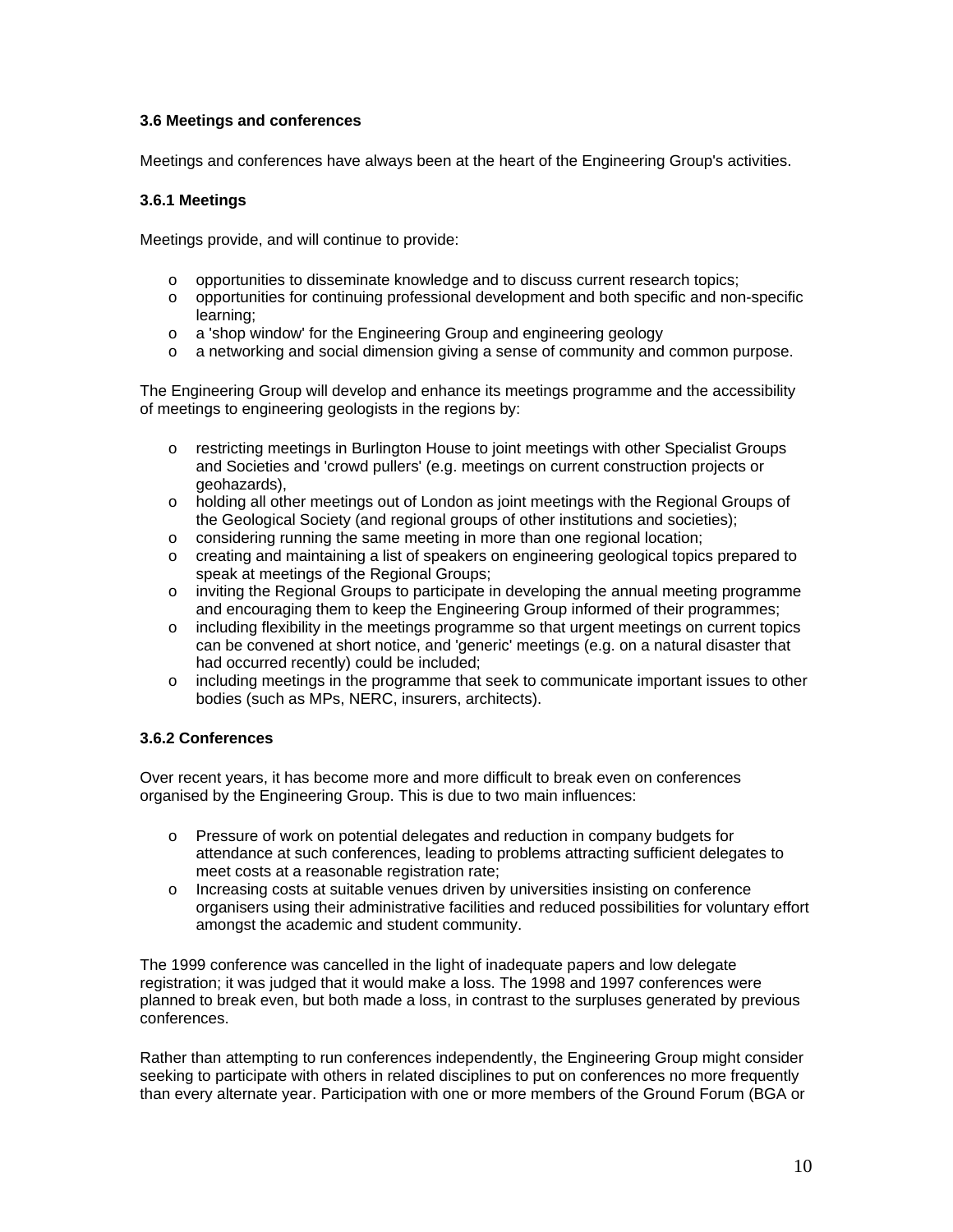### 3.6 Meetings and conferences

Meetings and conferences have always been at the heart of the Engineering Group's activities.

#### 3.6.1 Meetings

Meetings provide, and will continue to provide:

- opportunities to disseminate knowledge and to discuss current research topics;
- opportunities for continuing professional development and both specific and non-specific learning;
- a 'shop window' for the Engineering Group and engineering geology
- a networking and social dimension giving a sense of community and common purpose.

The Engineering Group will develop and enhance its meetings programme and the accessibility of meetings to engineering geologists in the regions by:

- restricting meetings in Burlington House to joint meetings with other Specialist Groups and Societies and 'crowd pullers' (e.g. meetings on current construction projects or geohazards),
- holding all other meetings out of London as joint meetings with the Regional Groups of the Geological Society (and regional groups of other institutions and societies);
- considering running the same meeting in more than one regional location;
- creating and maintaining a list of speakers on engineering geological topics prepared to speak at meetings of the Regional Groups;
- inviting the Regional Groups to participate in developing the annual meeting programme and encouraging them to keep the Engineering Group informed of their programmes;
- including flexibility in the meetings programme so that urgent meetings on current topics can be convened at short notice, and 'generic' meetings (e.g. on a natural disaster that had occurred recently) could be included;
- including meetings in the programme that seek to communicate important issues to other bodies (such as MPs, NERC, insurers, architects).

#### 3.6.2 Conferences

Over recent years, it has become more and more difficult to break even on conferences organised by the Engineering Group. This is due to two main influences:

- Pressure of work on potential delegates and reduction in company budgets for attendance at such conferences, leading to problems attracting sufficient delegates to meet costs at a reasonable registration rate;
- Increasing costs at suitable venues driven by universities insisting on conference organisers using their administrative facilities and reduced possibilities for voluntary effort amongst the academic and student community.

The 1999 conference was cancelled in the light of inadequate papers and low delegate registration; it was judged that it would make a loss. The 1998 and 1997 conferences were planned to break even, but both made a loss, in contrast to the surpluses generated by previous conferences.

Rather than attempting to run conferences independently, the Engineering Group might consider seeking to participate with others in related disciplines to put on conferences no more frequently than every alternate year. Participation with one or more members of the Ground Forum (BGA or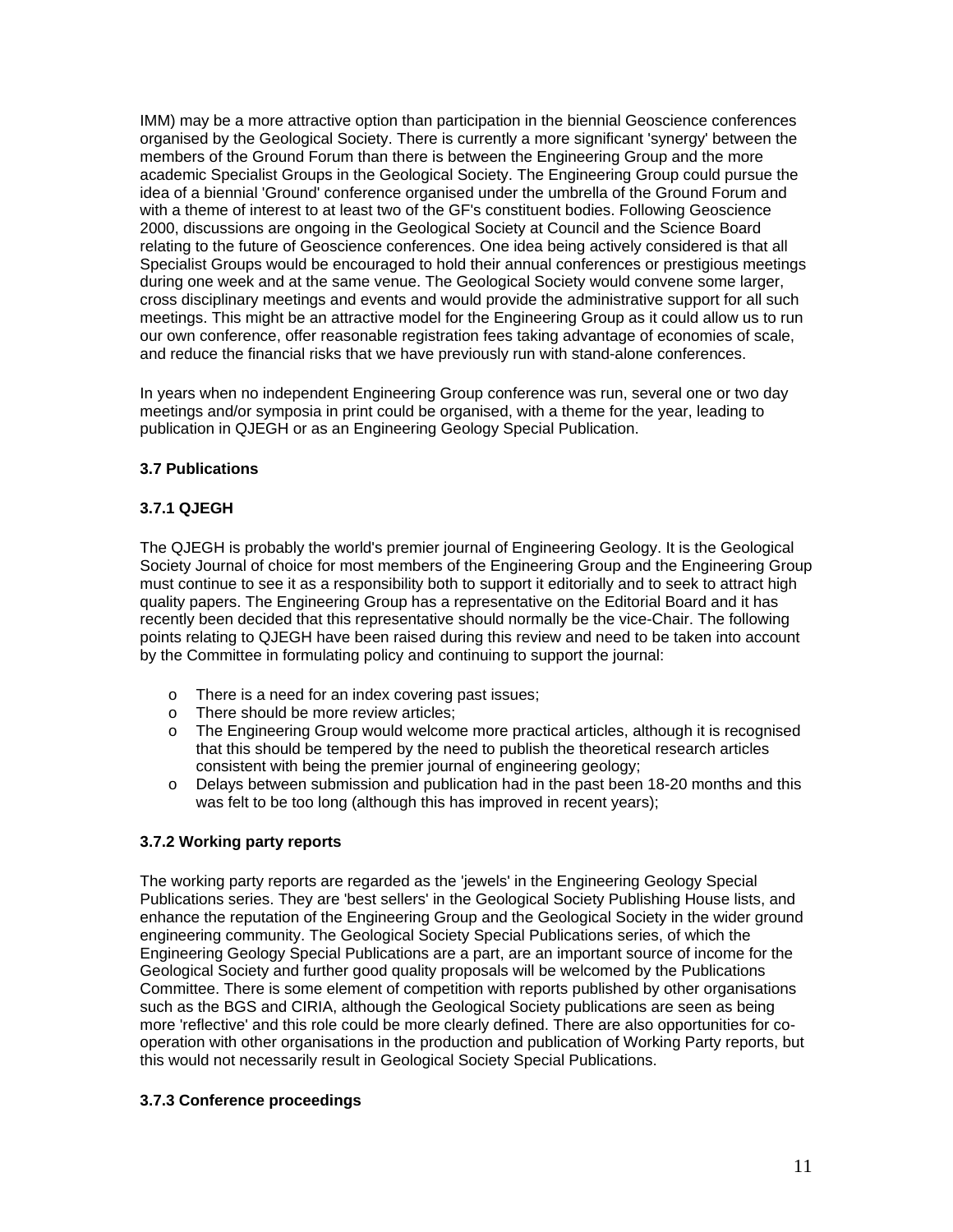IMM) may be a more attractive option than participation in the biennial Geoscience conferences organised by the Geological Society. There is currently a more significant 'synergy' between the members of the Ground Forum than there is between the Engineering Group and the more academic Specialist Groups in the Geological Society. The Engineering Group could pursue the idea of a biennial 'Ground' conference organised under the umbrella of the Ground Forum and with a theme of interest to at least two of the GF's constituent bodies. Following Geoscience 2000, discussions are ongoing in the Geological Society at Council and the Science Board relating to the future of Geoscience conferences. One idea being actively considered is that all Specialist Groups would be encouraged to hold their annual conferences or prestigious meetings during one week and at the same venue. The Geological Society would convene some larger, cross disciplinary meetings and events and would provide the administrative support for all such meetings. This might be an attractive model for the Engineering Group as it could allow us to run our own conference, offer reasonable registration fees taking advantage of economies of scale, and reduce the financial risks that we have previously run with stand-alone conferences.

In years when no independent Engineering Group conference was run, several one or two day meetings and/or symposia in print could be organised, with a theme for the year, leading to publication in QJEGH or as an Engineering Geology Special Publication.

### 3.7 Publications

#### 3.7.1 QJEGH

The QJEGH is probably the world's premier journal of Engineering Geology. It is the Geological Society Journal of choice for most members of the Engineering Group and the Engineering Group must continue to see it as a responsibility both to support it editorially and to seek to attract high quality papers. The Engineering Group has a representative on the Editorial Board and it has recently been decided that this representative should normally be the vice-Chair. The following points relating to QJEGH have been raised during this review and need to be taken into account by the Committee in formulating policy and continuing to support the journal:

- There is a need for an index covering past issues;
- There should be more review articles;
- The Engineering Group would welcome more practical articles, although it is recognised that this should be tempered by the need to publish the theoretical research articles consistent with being the premier journal of engineering geology;
- Delays between submission and publication had in the past been 18-20 months and this was felt to be too long (although this has improved in recent years);

#### 3.7.2 Working party reports

The working party reports are regarded as the 'jewels' in the Engineering Geology Special Publications series. They are 'best sellers' in the Geological Society Publishing House lists, and enhance the reputation of the Engineering Group and the Geological Society in the wider ground engineering community. The Geological Society Special Publications series, of which the Engineering Geology Special Publications are a part, are an important source of income for the Geological Society and further good quality proposals will be welcomed by the Publications Committee. There is some element of competition with reports published by other organisations such as the BGS and CIRIA, although the Geological Society publications are seen as being more 'reflective' and this role could be more clearly defined. There are also opportunities for co-operation with other organisations in the production and publication of Working Party reports, but this would not necessarily result in Geological Society Special Publications.

#### 3.7.3 Conference proceedings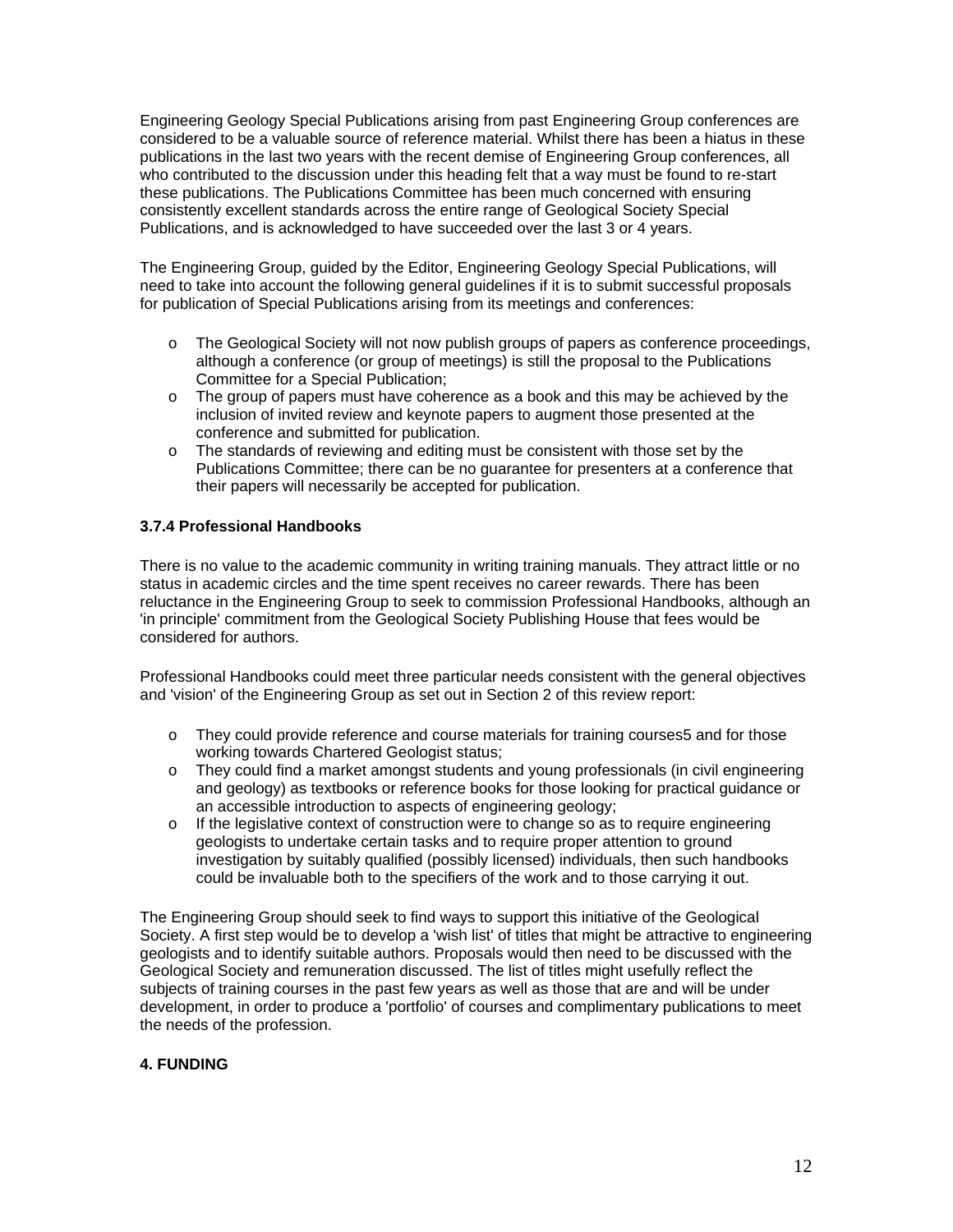Engineering Geology Special Publications arising from past Engineering Group conferences are considered to be a valuable source of reference material. Whilst there has been a hiatus in these publications in the last two years with the recent demise of Engineering Group conferences, all who contributed to the discussion under this heading felt that a way must be found to re-start these publications. The Publications Committee has been much concerned with ensuring consistently excellent standards across the entire range of Geological Society Special Publications, and is acknowledged to have succeeded over the last 3 or 4 years.

The Engineering Group, guided by the Editor, Engineering Geology Special Publications, will need to take into account the following general guidelines if it is to submit successful proposals for publication of Special Publications arising from its meetings and conferences:

- The Geological Society will not now publish groups of papers as conference proceedings, although a conference (or group of meetings) is still the proposal to the Publications Committee for a Special Publication;
- The group of papers must have coherence as a book and this may be achieved by the inclusion of invited review and keynote papers to augment those presented at the conference and submitted for publication.
- The standards of reviewing and editing must be consistent with those set by the Publications Committee; there can be no guarantee for presenters at a conference that their papers will necessarily be accepted for publication.

### 3.7.4 Professional Handbooks

There is no value to the academic community in writing training manuals. They attract little or no status in academic circles and the time spent receives no career rewards. There has been reluctance in the Engineering Group to seek to commission Professional Handbooks, although an 'in principle' commitment from the Geological Society Publishing House that fees would be considered for authors.

Professional Handbooks could meet three particular needs consistent with the general objectives and 'vision' of the Engineering Group as set out in Section 2 of this review report:

- They could provide reference and course materials for training courses5 and for those working towards Chartered Geologist status;
- They could find a market amongst students and young professionals (in civil engineering and geology) as textbooks or reference books for those looking for practical guidance or an accessible introduction to aspects of engineering geology;
- If the legislative context of construction were to change so as to require engineering geologists to undertake certain tasks and to require proper attention to ground investigation by suitably qualified (possibly licensed) individuals, then such handbooks could be invaluable both to the specifiers of the work and to those carrying it out.

The Engineering Group should seek to find ways to support this initiative of the Geological Society. A first step would be to develop a 'wish list' of titles that might be attractive to engineering geologists and to identify suitable authors. Proposals would then need to be discussed with the Geological Society and remuneration discussed. The list of titles might usefully reflect the subjects of training courses in the past few years as well as those that are and will be under development, in order to produce a 'portfolio' of courses and complimentary publications to meet the needs of the profession.

## 4. FUNDING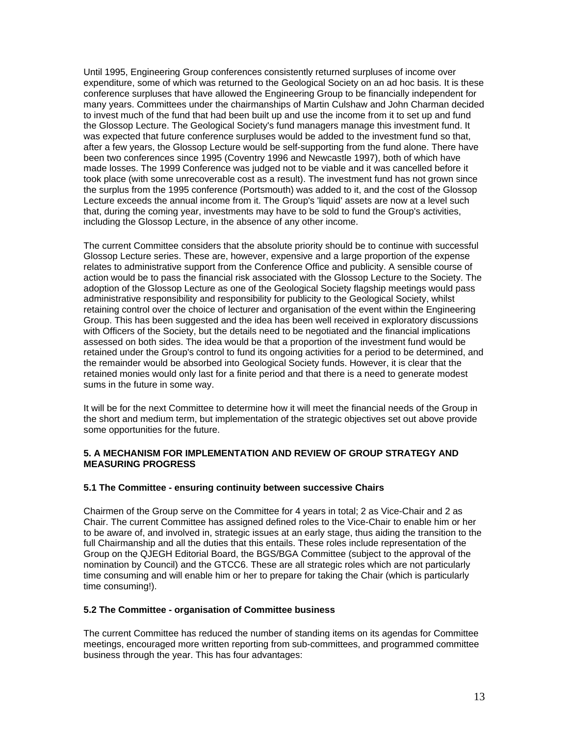Until 1995, Engineering Group conferences consistently returned surpluses of income over expenditure, some of which was returned to the Geological Society on an ad hoc basis. It is these conference surpluses that have allowed the Engineering Group to be financially independent for many years. Committees under the chairmanships of Martin Culshaw and John Charman decided to invest much of the fund that had been built up and use the income from it to set up and fund the Glossop Lecture. The Geological Society's fund managers manage this investment fund. It was expected that future conference surpluses would be added to the investment fund so that, after a few years, the Glossop Lecture would be self-supporting from the fund alone. There have been two conferences since 1995 (Coventry 1996 and Newcastle 1997), both of which have made losses. The 1999 Conference was judged not to be viable and it was cancelled before it took place (with some unrecoverable cost as a result). The investment fund has not grown since the surplus from the 1995 conference (Portsmouth) was added to it, and the cost of the Glossop Lecture exceeds the annual income from it. The Group's 'liquid' assets are now at a level such that, during the coming year, investments may have to be sold to fund the Group's activities, including the Glossop Lecture, in the absence of any other income.

The current Committee considers that the absolute priority should be to continue with successful Glossop Lecture series. These are, however, expensive and a large proportion of the expense relates to administrative support from the Conference Office and publicity. A sensible course of action would be to pass the financial risk associated with the Glossop Lecture to the Society. The adoption of the Glossop Lecture as one of the Geological Society flagship meetings would pass administrative responsibility and responsibility for publicity to the Geological Society, whilst retaining control over the choice of lecturer and organisation of the event within the Engineering Group. This has been suggested and the idea has been well received in exploratory discussions with Officers of the Society, but the details need to be negotiated and the financial implications assessed on both sides. The idea would be that a proportion of the investment fund would be retained under the Group's control to fund its ongoing activities for a period to be determined, and the remainder would be absorbed into Geological Society funds. However, it is clear that the retained monies would only last for a finite period and that there is a need to generate modest sums in the future in some way.

It will be for the next Committee to determine how it will meet the financial needs of the Group in the short and medium term, but implementation of the strategic objectives set out above provide some opportunities for the future.

## 5. A MECHANISM FOR IMPLEMENTATION AND REVIEW OF GROUP STRATEGY AND MEASURING PROGRESS

### 5.1 The Committee - ensuring continuity between successive Chairs

Chairmen of the Group serve on the Committee for 4 years in total; 2 as Vice-Chair and 2 as Chair. The current Committee has assigned defined roles to the Vice-Chair to enable him or her to be aware of, and involved in, strategic issues at an early stage, thus aiding the transition to the full Chairmanship and all the duties that this entails. These roles include representation of the Group on the QJEGH Editorial Board, the BGS/BGA Committee (subject to the approval of the nomination by Council) and the GTCC6. These are all strategic roles which are not particularly time consuming and will enable him or her to prepare for taking the Chair (which is particularly time consuming!).

### 5.2 The Committee - organisation of Committee business

The current Committee has reduced the number of standing items on its agendas for Committee meetings, encouraged more written reporting from sub-committees, and programmed committee business through the year. This has four advantages: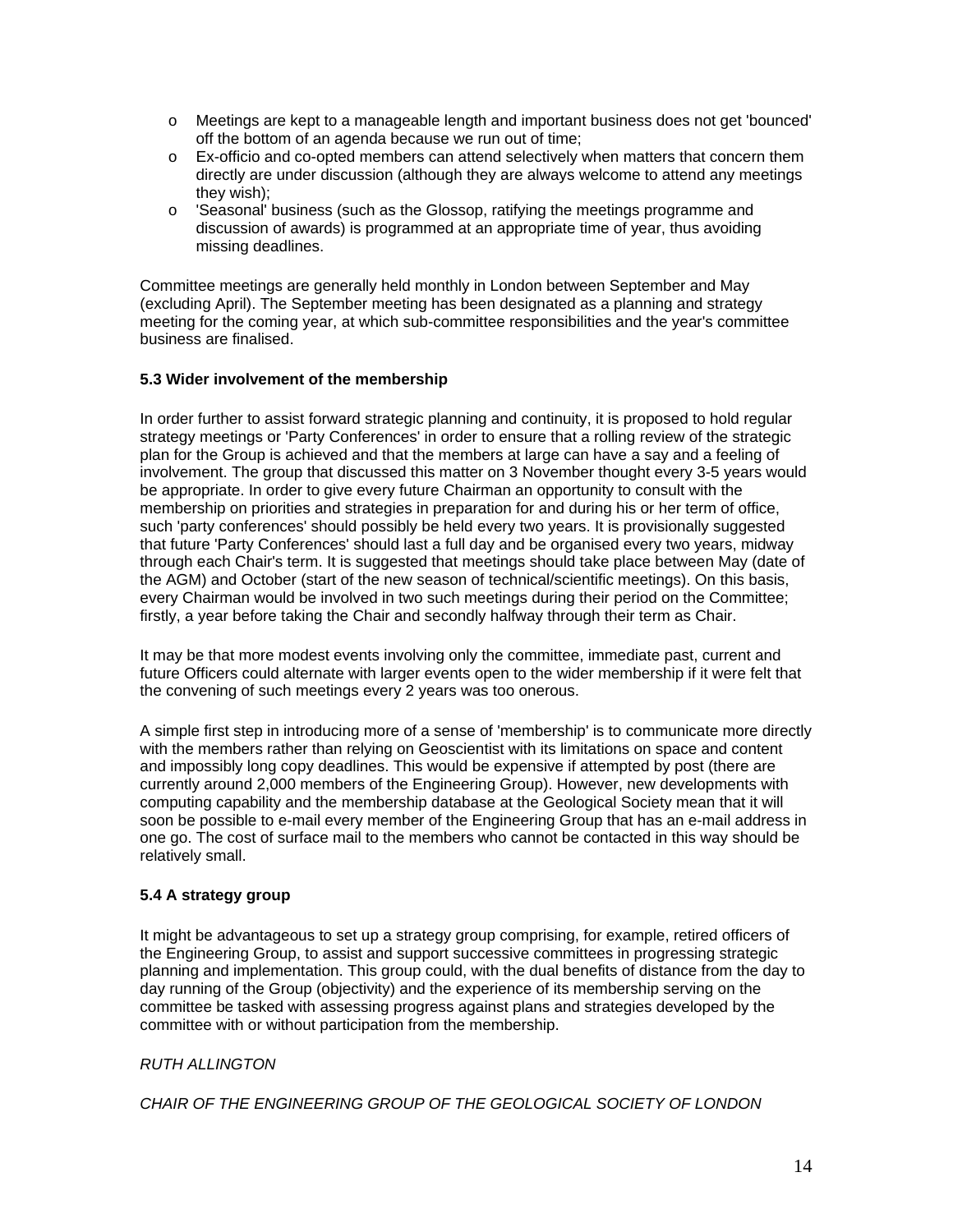- Meetings are kept to a manageable length and important business does not get 'bounced' off the bottom of an agenda because we run out of time;
- Ex-officio and co-opted members can attend selectively when matters that concern them directly are under discussion (although they are always welcome to attend any meetings they wish);
- 'Seasonal' business (such as the Glossop, ratifying the meetings programme and discussion of awards) is programmed at an appropriate time of year, thus avoiding missing deadlines.

Committee meetings are generally held monthly in London between September and May (excluding April). The September meeting has been designated as a planning and strategy meeting for the coming year, at which sub-committee responsibilities and the year's committee business are finalised.

### 5.3 Wider involvement of the membership

In order further to assist forward strategic planning and continuity, it is proposed to hold regular strategy meetings or 'Party Conferences' in order to ensure that a rolling review of the strategic plan for the Group is achieved and that the members at large can have a say and a feeling of involvement. The group that discussed this matter on 3 November thought every 3-5 years would be appropriate. In order to give every future Chairman an opportunity to consult with the membership on priorities and strategies in preparation for and during his or her term of office, such 'party conferences' should possibly be held every two years. It is provisionally suggested that future 'Party Conferences' should last a full day and be organised every two years, midway through each Chair's term. It is suggested that meetings should take place between May (date of the AGM) and October (start of the new season of technical/scientific meetings). On this basis, every Chairman would be involved in two such meetings during their period on the Committee; firstly, a year before taking the Chair and secondly halfway through their term as Chair.

It may be that more modest events involving only the committee, immediate past, current and future Officers could alternate with larger events open to the wider membership if it were felt that the convening of such meetings every 2 years was too onerous.

A simple first step in introducing more of a sense of 'membership' is to communicate more directly with the members rather than relying on Geoscientist with its limitations on space and content and impossibly long copy deadlines. This would be expensive if attempted by post (there are currently around 2,000 members of the Engineering Group). However, new developments with computing capability and the membership database at the Geological Society mean that it will soon be possible to e-mail every member of the Engineering Group that has an e-mail address in one go. The cost of surface mail to the members who cannot be contacted in this way should be relatively small.

### 5.4 A strategy group

It might be advantageous to set up a strategy group comprising, for example, retired officers of the Engineering Group, to assist and support successive committees in progressing strategic planning and implementation. This group could, with the dual benefits of distance from the day to day running of the Group (objectivity) and the experience of its membership serving on the committee be tasked with assessing progress against plans and strategies developed by the committee with or without participation from the membership.

*RUTH ALLINGTON*

*CHAIR OF THE ENGINEERING GROUP OF THE GEOLOGICAL SOCIETY OF LONDON*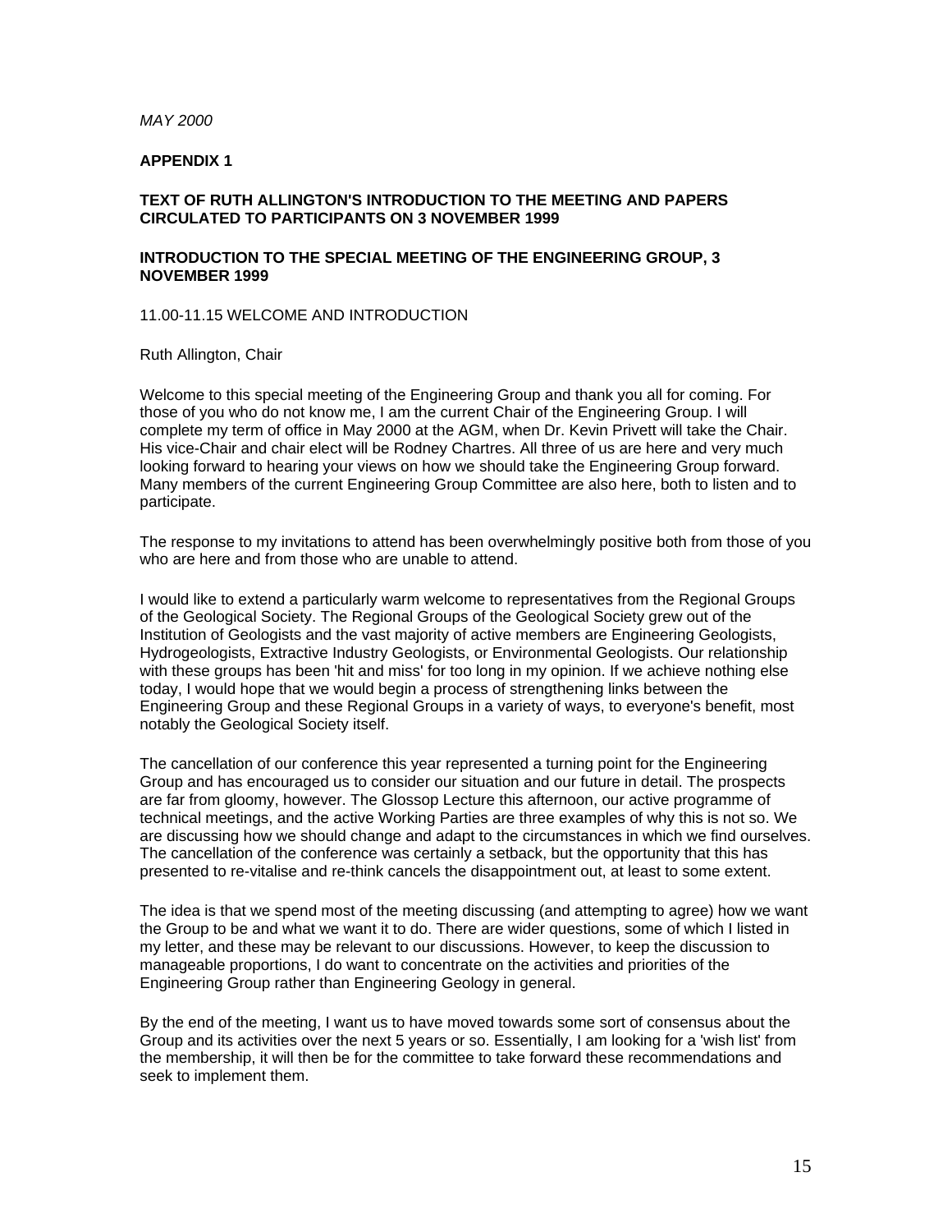*MAY 2000*

**APPENDIX 1**

**TEXT OF RUTH ALLINGTON'S INTRODUCTION TO THE MEETING AND PAPERS CIRCULATED TO PARTICIPANTS ON 3 NOVEMBER 1999**

**INTRODUCTION TO THE SPECIAL MEETING OF THE ENGINEERING GROUP, 3 NOVEMBER 1999**

11.00-11.15 WELCOME AND INTRODUCTION

Ruth Allington, Chair

Welcome to this special meeting of the Engineering Group and thank you all for coming. For those of you who do not know me, I am the current Chair of the Engineering Group. I will complete my term of office in May 2000 at the AGM, when Dr. Kevin Privett will take the Chair. His vice-Chair and chair elect will be Rodney Chartres. All three of us are here and very much looking forward to hearing your views on how we should take the Engineering Group forward. Many members of the current Engineering Group Committee are also here, both to listen and to participate.

The response to my invitations to attend has been overwhelmingly positive both from those of you who are here and from those who are unable to attend.

I would like to extend a particularly warm welcome to representatives from the Regional Groups of the Geological Society. The Regional Groups of the Geological Society grew out of the Institution of Geologists and the vast majority of active members are Engineering Geologists, Hydrogeologists, Extractive Industry Geologists, or Environmental Geologists. Our relationship with these groups has been 'hit and miss' for too long in my opinion. If we achieve nothing else today, I would hope that we would begin a process of strengthening links between the Engineering Group and these Regional Groups in a variety of ways, to everyone's benefit, most notably the Geological Society itself.

The cancellation of our conference this year represented a turning point for the Engineering Group and has encouraged us to consider our situation and our future in detail. The prospects are far from gloomy, however. The Glossop Lecture this afternoon, our active programme of technical meetings, and the active Working Parties are three examples of why this is not so. We are discussing how we should change and adapt to the circumstances in which we find ourselves. The cancellation of the conference was certainly a setback, but the opportunity that this has presented to re-vitalise and re-think cancels the disappointment out, at least to some extent.

The idea is that we spend most of the meeting discussing (and attempting to agree) how we want the Group to be and what we want it to do. There are wider questions, some of which I listed in my letter, and these may be relevant to our discussions. However, to keep the discussion to manageable proportions, I do want to concentrate on the activities and priorities of the Engineering Group rather than Engineering Geology in general.

By the end of the meeting, I want us to have moved towards some sort of consensus about the Group and its activities over the next 5 years or so. Essentially, I am looking for a 'wish list' from the membership, it will then be for the committee to take forward these recommendations and seek to implement them.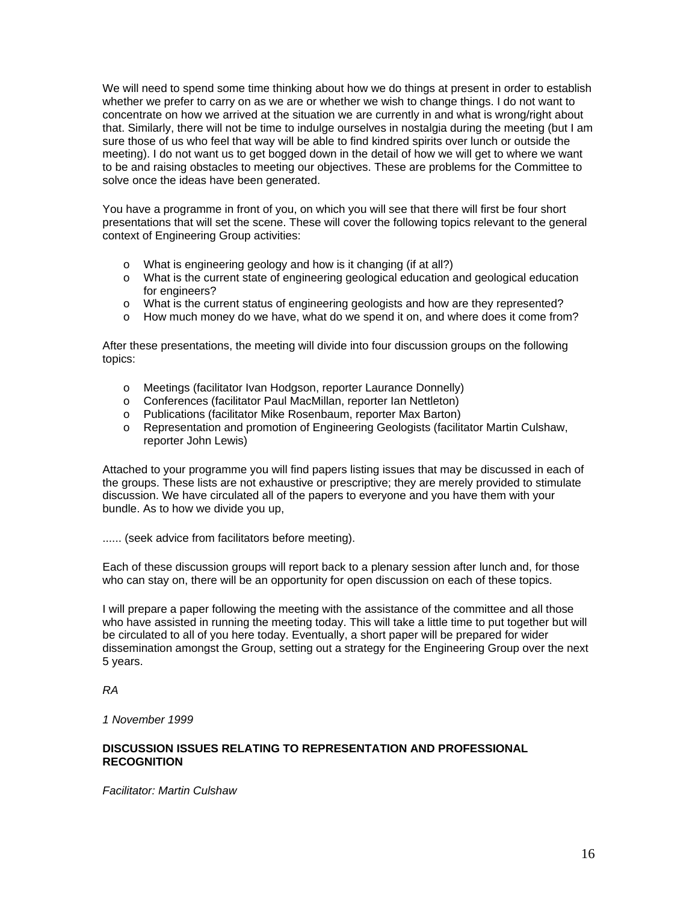We will need to spend some time thinking about how we do things at present in order to establish whether we prefer to carry on as we are or whether we wish to change things. I do not want to concentrate on how we arrived at the situation we are currently in and what is wrong/right about that. Similarly, there will not be time to indulge ourselves in nostalgia during the meeting (but I am sure those of us who feel that way will be able to find kindred spirits over lunch or outside the meeting). I do not want us to get bogged down in the detail of how we will get to where we want to be and raising obstacles to meeting our objectives. These are problems for the Committee to solve once the ideas have been generated.

You have a programme in front of you, on which you will see that there will first be four short presentations that will set the scene. These will cover the following topics relevant to the general context of Engineering Group activities:

- What is engineering geology and how is it changing (if at all?)
- What is the current state of engineering geological education and geological education for engineers?
- What is the current status of engineering geologists and how are they represented?
- How much money do we have, what do we spend it on, and where does it come from?

After these presentations, the meeting will divide into four discussion groups on the following topics:

- Meetings (facilitator Ivan Hodgson, reporter Laurance Donnelly)
- Conferences (facilitator Paul MacMillan, reporter Ian Nettleton)
- Publications (facilitator Mike Rosenbaum, reporter Max Barton)
- Representation and promotion of Engineering Geologists (facilitator Martin Culshaw, reporter John Lewis)

Attached to your programme you will find papers listing issues that may be discussed in each of the groups. These lists are not exhaustive or prescriptive; they are merely provided to stimulate discussion. We have circulated all of the papers to everyone and you have them with your bundle. As to how we divide you up,

...... (seek advice from facilitators before meeting).

Each of these discussion groups will report back to a plenary session after lunch and, for those who can stay on, there will be an opportunity for open discussion on each of these topics.

I will prepare a paper following the meeting with the assistance of the committee and all those who have assisted in running the meeting today. This will take a little time to put together but will be circulated to all of you here today. Eventually, a short paper will be prepared for wider dissemination amongst the Group, setting out a strategy for the Engineering Group over the next 5 years.

*RA*

*1 November 1999*

**DISCUSSION ISSUES RELATING TO REPRESENTATION AND PROFESSIONAL RECOGNITION**

*Facilitator: Martin Culshaw*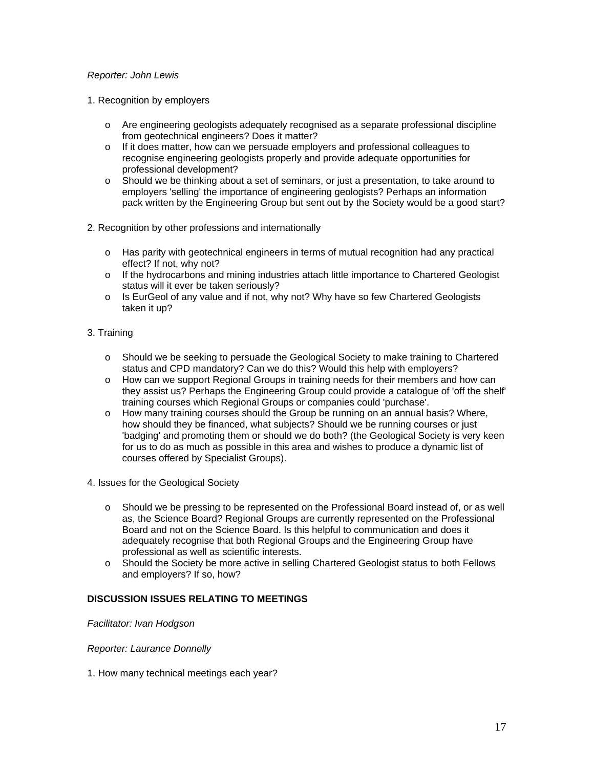*Reporter: John Lewis*

1. Recognition by employers

- Are engineering geologists adequately recognised as a separate professional discipline from geotechnical engineers? Does it matter?
- If it does matter, how can we persuade employers and professional colleagues to recognise engineering geologists properly and provide adequate opportunities for professional development?
- Should we be thinking about a set of seminars, or just a presentation, to take around to employers 'selling' the importance of engineering geologists? Perhaps an information pack written by the Engineering Group but sent out by the Society would be a good start?

2. Recognition by other professions and internationally

- Has parity with geotechnical engineers in terms of mutual recognition had any practical effect? If not, why not?
- If the hydrocarbons and mining industries attach little importance to Chartered Geologist status will it ever be taken seriously?
- Is EurGeol of any value and if not, why not? Why have so few Chartered Geologists taken it up?

3. Training

- Should we be seeking to persuade the Geological Society to make training to Chartered status and CPD mandatory? Can we do this? Would this help with employers?
- How can we support Regional Groups in training needs for their members and how can they assist us? Perhaps the Engineering Group could provide a catalogue of 'off the shelf' training courses which Regional Groups or companies could 'purchase'.
- How many training courses should the Group be running on an annual basis? Where, how should they be financed, what subjects? Should we be running courses or just 'badging' and promoting them or should we do both? (the Geological Society is very keen for us to do as much as possible in this area and wishes to produce a dynamic list of courses offered by Specialist Groups).

4. Issues for the Geological Society

- Should we be pressing to be represented on the Professional Board instead of, or as well as, the Science Board? Regional Groups are currently represented on the Professional Board and not on the Science Board. Is this helpful to communication and does it adequately recognise that both Regional Groups and the Engineering Group have professional as well as scientific interests.
- Should the Society be more active in selling Chartered Geologist status to both Fellows and employers? If so, how?

**DISCUSSION ISSUES RELATING TO MEETINGS**

*Facilitator: Ivan Hodgson*

*Reporter: Laurance Donnelly*

1. How many technical meetings each year?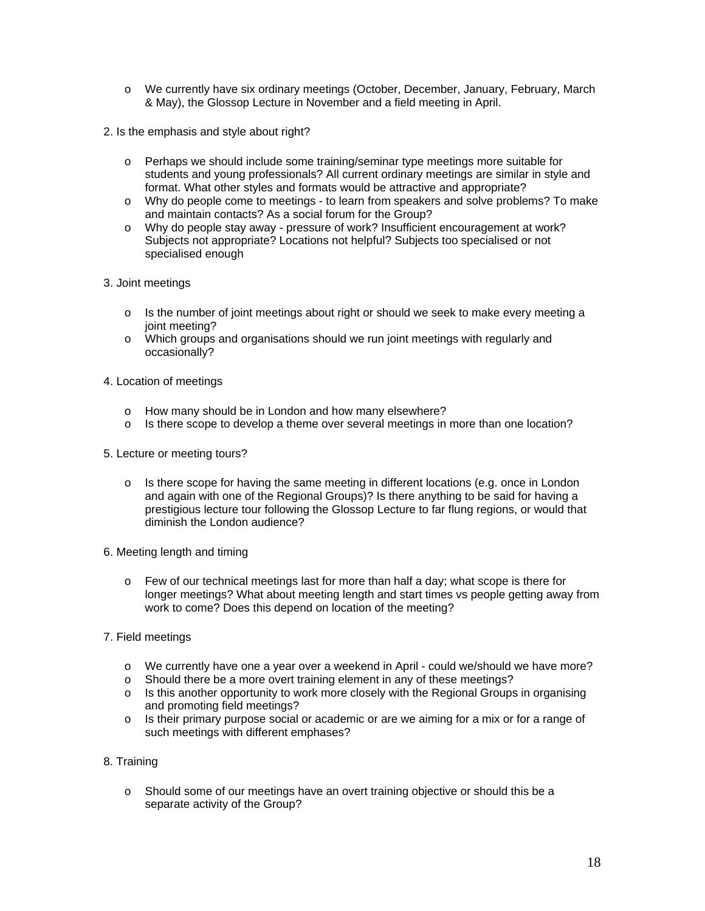- We currently have six ordinary meetings (October, December, January, February, March & May), the Glossop Lecture in November and a field meeting in April.

2. Is the emphasis and style about right?

- Perhaps we should include some training/seminar type meetings more suitable for students and young professionals? All current ordinary meetings are similar in style and format. What other styles and formats would be attractive and appropriate?
- Why do people come to meetings - to learn from speakers and solve problems? To make and maintain contacts? As a social forum for the Group?
- Why do people stay away - pressure of work? Insufficient encouragement at work? Subjects not appropriate? Locations not helpful? Subjects too specialised or not specialised enough

3. Joint meetings

- Is the number of joint meetings about right or should we seek to make every meeting a joint meeting?
- Which groups and organisations should we run joint meetings with regularly and occasionally?

4. Location of meetings

- How many should be in London and how many elsewhere?
- Is there scope to develop a theme over several meetings in more than one location?

5. Lecture or meeting tours?

- Is there scope for having the same meeting in different locations (e.g. once in London and again with one of the Regional Groups)? Is there anything to be said for having a prestigious lecture tour following the Glossop Lecture to far flung regions, or would that diminish the London audience?

6. Meeting length and timing

- Few of our technical meetings last for more than half a day; what scope is there for longer meetings? What about meeting length and start times vs people getting away from work to come? Does this depend on location of the meeting?

7. Field meetings

- We currently have one a year over a weekend in April - could we/should we have more?
- Should there be a more overt training element in any of these meetings?
- Is this another opportunity to work more closely with the Regional Groups in organising and promoting field meetings?
- Is their primary purpose social or academic or are we aiming for a mix or for a range of such meetings with different emphases?

8. Training

- Should some of our meetings have an overt training objective or should this be a separate activity of the Group?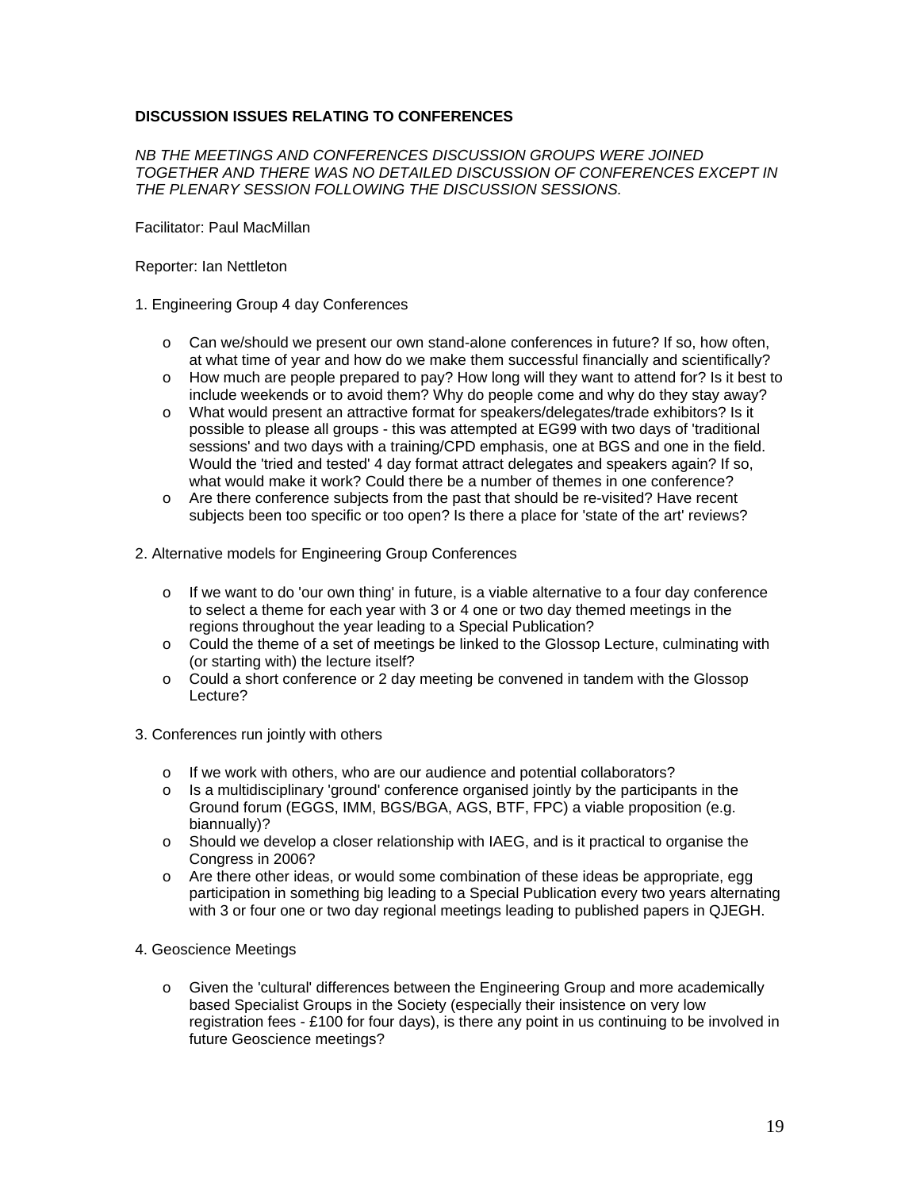**DISCUSSION ISSUES RELATING TO CONFERENCES**

*NB THE MEETINGS AND CONFERENCES DISCUSSION GROUPS WERE JOINED TOGETHER AND THERE WAS NO DETAILED DISCUSSION OF CONFERENCES EXCEPT IN THE PLENARY SESSION FOLLOWING THE DISCUSSION SESSIONS.*

Facilitator: Paul MacMillan

Reporter: Ian Nettleton

1. Engineering Group 4 day Conferences

   - Can we/should we present our own stand-alone conferences in future? If so, how often, at what time of year and how do we make them successful financially and scientifically?
   - How much are people prepared to pay? How long will they want to attend for? Is it best to include weekends or to avoid them? Why do people come and why do they stay away?
   - What would present an attractive format for speakers/delegates/trade exhibitors? Is it possible to please all groups - this was attempted at EG99 with two days of 'traditional sessions' and two days with a training/CPD emphasis, one at BGS and one in the field. Would the 'tried and tested' 4 day format attract delegates and speakers again? If so, what would make it work? Could there be a number of themes in one conference?
   - Are there conference subjects from the past that should be re-visited? Have recent subjects been too specific or too open? Is there a place for 'state of the art' reviews?

2. Alternative models for Engineering Group Conferences

   - If we want to do 'our own thing' in future, is a viable alternative to a four day conference to select a theme for each year with 3 or 4 one or two day themed meetings in the regions throughout the year leading to a Special Publication?
   - Could the theme of a set of meetings be linked to the Glossop Lecture, culminating with (or starting with) the lecture itself?
   - Could a short conference or 2 day meeting be convened in tandem with the Glossop Lecture?

3. Conferences run jointly with others

   - If we work with others, who are our audience and potential collaborators?
   - Is a multidisciplinary 'ground' conference organised jointly by the participants in the Ground forum (EGGS, IMM, BGS/BGA, AGS, BTF, FPC) a viable proposition (e.g. biannually)?
   - Should we develop a closer relationship with IAEG, and is it practical to organise the Congress in 2006?
   - Are there other ideas, or would some combination of these ideas be appropriate, egg participation in something big leading to a Special Publication every two years alternating with 3 or four one or two day regional meetings leading to published papers in QJEGH.

4. Geoscience Meetings

   - Given the 'cultural' differences between the Engineering Group and more academically based Specialist Groups in the Society (especially their insistence on very low registration fees - £100 for four days), is there any point in us continuing to be involved in future Geoscience meetings?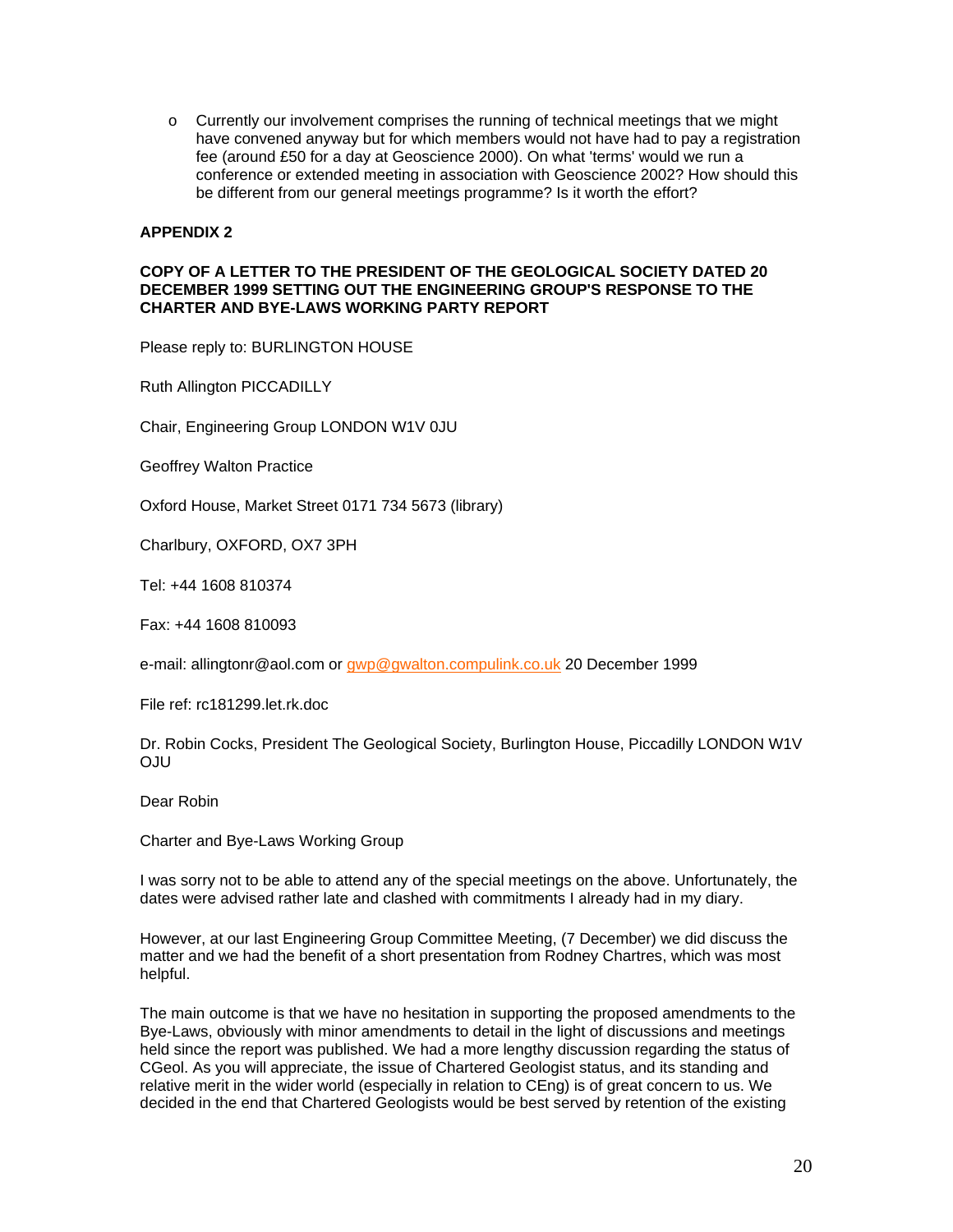- o Currently our involvement comprises the running of technical meetings that we might have convened anyway but for which members would not have had to pay a registration fee (around £50 for a day at Geoscience 2000). On what 'terms' would we run a conference or extended meeting in association with Geoscience 2002? How should this be different from our general meetings programme? Is it worth the effort?

**APPENDIX 2**

**COPY OF A LETTER TO THE PRESIDENT OF THE GEOLOGICAL SOCIETY DATED 20 DECEMBER 1999 SETTING OUT THE ENGINEERING GROUP'S RESPONSE TO THE CHARTER AND BYE-LAWS WORKING PARTY REPORT**

Please reply to: BURLINGTON HOUSE

Ruth Allington PICCADILLY

Chair, Engineering Group LONDON W1V 0JU

Geoffrey Walton Practice

Oxford House, Market Street 0171 734 5673 (library)

Charlbury, OXFORD, OX7 3PH

Tel: +44 1608 810374

Fax: +44 1608 810093

e-mail: allingtonr@aol.com or gwp@gwalton.compulink.co.uk 20 December 1999

File ref: rc181299.let.rk.doc

Dr. Robin Cocks, President The Geological Society, Burlington House, Piccadilly LONDON W1V OJU

Dear Robin

Charter and Bye-Laws Working Group

I was sorry not to be able to attend any of the special meetings on the above. Unfortunately, the dates were advised rather late and clashed with commitments I already had in my diary.

However, at our last Engineering Group Committee Meeting, (7 December) we did discuss the matter and we had the benefit of a short presentation from Rodney Chartres, which was most helpful.

The main outcome is that we have no hesitation in supporting the proposed amendments to the Bye-Laws, obviously with minor amendments to detail in the light of discussions and meetings held since the report was published. We had a more lengthy discussion regarding the status of CGeol. As you will appreciate, the issue of Chartered Geologist status, and its standing and relative merit in the wider world (especially in relation to CEng) is of great concern to us. We decided in the end that Chartered Geologists would be best served by retention of the existing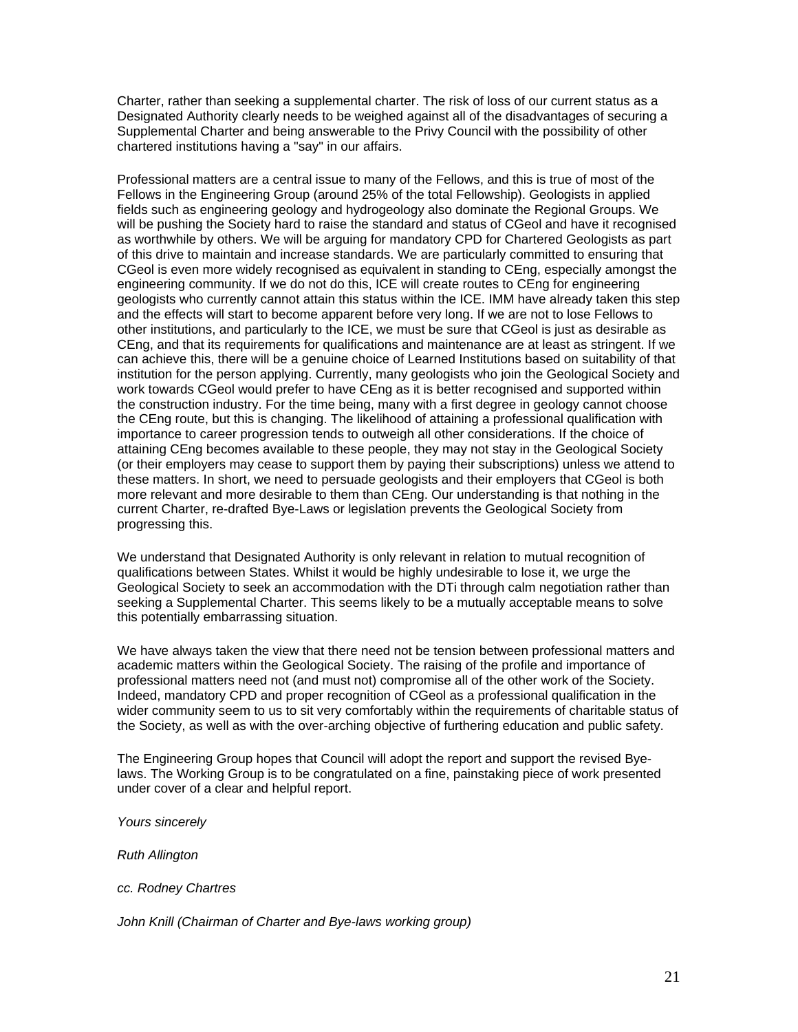Charter, rather than seeking a supplemental charter. The risk of loss of our current status as a Designated Authority clearly needs to be weighed against all of the disadvantages of securing a Supplemental Charter and being answerable to the Privy Council with the possibility of other chartered institutions having a "say" in our affairs.

Professional matters are a central issue to many of the Fellows, and this is true of most of the Fellows in the Engineering Group (around 25% of the total Fellowship). Geologists in applied fields such as engineering geology and hydrogeology also dominate the Regional Groups. We will be pushing the Society hard to raise the standard and status of CGeol and have it recognised as worthwhile by others. We will be arguing for mandatory CPD for Chartered Geologists as part of this drive to maintain and increase standards. We are particularly committed to ensuring that CGeol is even more widely recognised as equivalent in standing to CEng, especially amongst the engineering community. If we do not do this, ICE will create routes to CEng for engineering geologists who currently cannot attain this status within the ICE. IMM have already taken this step and the effects will start to become apparent before very long. If we are not to lose Fellows to other institutions, and particularly to the ICE, we must be sure that CGeol is just as desirable as CEng, and that its requirements for qualifications and maintenance are at least as stringent. If we can achieve this, there will be a genuine choice of Learned Institutions based on suitability of that institution for the person applying. Currently, many geologists who join the Geological Society and work towards CGeol would prefer to have CEng as it is better recognised and supported within the construction industry. For the time being, many with a first degree in geology cannot choose the CEng route, but this is changing. The likelihood of attaining a professional qualification with importance to career progression tends to outweigh all other considerations. If the choice of attaining CEng becomes available to these people, they may not stay in the Geological Society (or their employers may cease to support them by paying their subscriptions) unless we attend to these matters. In short, we need to persuade geologists and their employers that CGeol is both more relevant and more desirable to them than CEng. Our understanding is that nothing in the current Charter, re-drafted Bye-Laws or legislation prevents the Geological Society from progressing this.

We understand that Designated Authority is only relevant in relation to mutual recognition of qualifications between States. Whilst it would be highly undesirable to lose it, we urge the Geological Society to seek an accommodation with the DTi through calm negotiation rather than seeking a Supplemental Charter. This seems likely to be a mutually acceptable means to solve this potentially embarrassing situation.

We have always taken the view that there need not be tension between professional matters and academic matters within the Geological Society. The raising of the profile and importance of professional matters need not (and must not) compromise all of the other work of the Society. Indeed, mandatory CPD and proper recognition of CGeol as a professional qualification in the wider community seem to us to sit very comfortably within the requirements of charitable status of the Society, as well as with the over-arching objective of furthering education and public safety.

The Engineering Group hopes that Council will adopt the report and support the revised Bye-laws. The Working Group is to be congratulated on a fine, painstaking piece of work presented under cover of a clear and helpful report.

*Yours sincerely*

*Ruth Allington*

*cc. Rodney Chartres*

*John Knill (Chairman of Charter and Bye-laws working group)*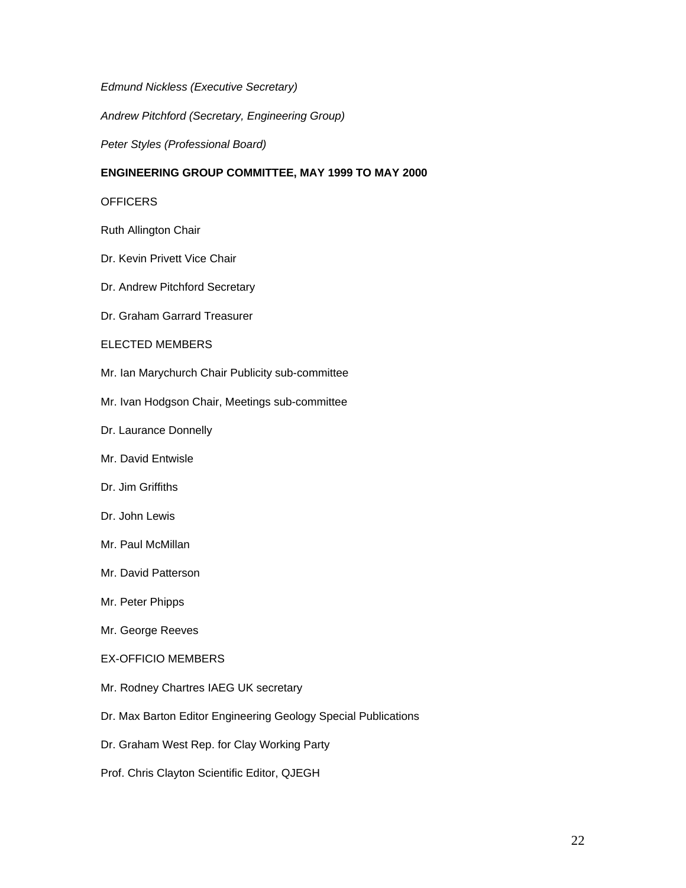*Edmund Nickless (Executive Secretary)*

*Andrew Pitchford (Secretary, Engineering Group)*

*Peter Styles (Professional Board)*

**ENGINEERING GROUP COMMITTEE, MAY 1999 TO MAY 2000**

OFFICERS

Ruth Allington Chair

Dr. Kevin Privett Vice Chair

Dr. Andrew Pitchford Secretary

Dr. Graham Garrard Treasurer

ELECTED MEMBERS

Mr. Ian Marychurch Chair Publicity sub-committee

Mr. Ivan Hodgson Chair, Meetings sub-committee

Dr. Laurance Donnelly

Mr. David Entwisle

Dr. Jim Griffiths

Dr. John Lewis

Mr. Paul McMillan

Mr. David Patterson

Mr. Peter Phipps

Mr. George Reeves

EX-OFFICIO MEMBERS

Mr. Rodney Chartres IAEG UK secretary

Dr. Max Barton Editor Engineering Geology Special Publications

Dr. Graham West Rep. for Clay Working Party

Prof. Chris Clayton Scientific Editor, QJEGH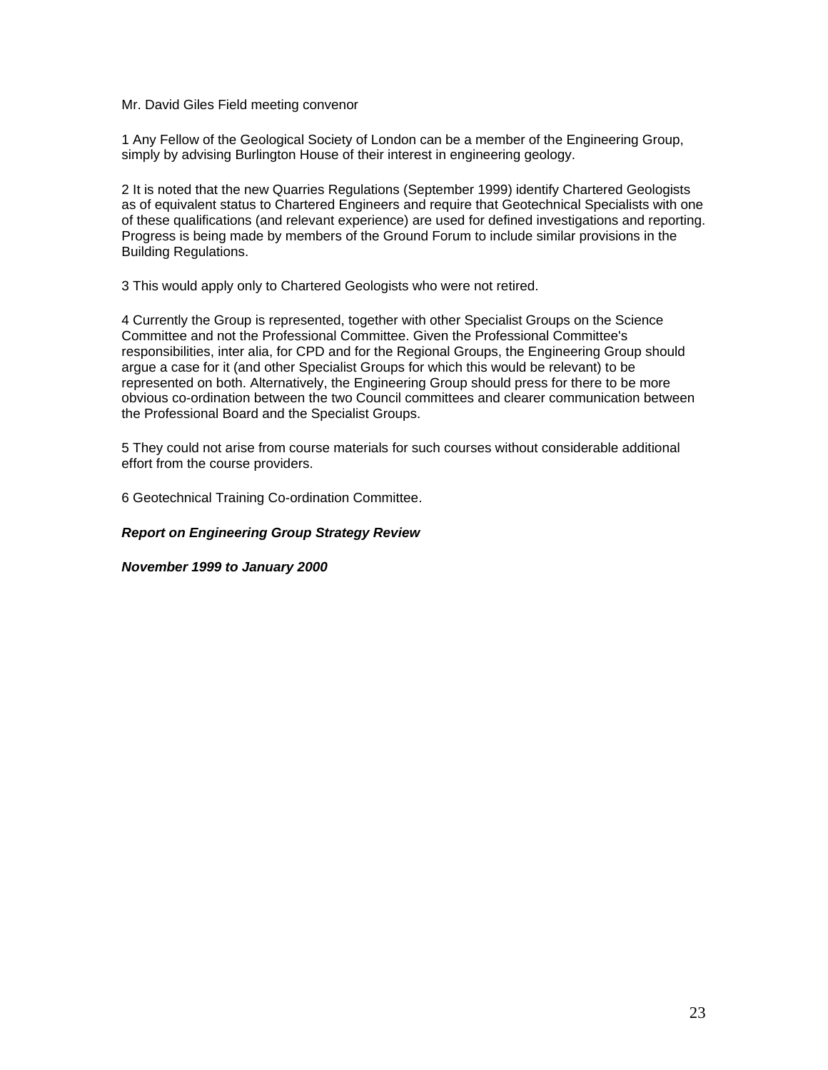Mr. David Giles Field meeting convenor

1 Any Fellow of the Geological Society of London can be a member of the Engineering Group, simply by advising Burlington House of their interest in engineering geology.

2 It is noted that the new Quarries Regulations (September 1999) identify Chartered Geologists as of equivalent status to Chartered Engineers and require that Geotechnical Specialists with one of these qualifications (and relevant experience) are used for defined investigations and reporting. Progress is being made by members of the Ground Forum to include similar provisions in the Building Regulations.

3 This would apply only to Chartered Geologists who were not retired.

4 Currently the Group is represented, together with other Specialist Groups on the Science Committee and not the Professional Committee. Given the Professional Committee's responsibilities, inter alia, for CPD and for the Regional Groups, the Engineering Group should argue a case for it (and other Specialist Groups for which this would be relevant) to be represented on both. Alternatively, the Engineering Group should press for there to be more obvious co-ordination between the two Council committees and clearer communication between the Professional Board and the Specialist Groups.

5 They could not arise from course materials for such courses without considerable additional effort from the course providers.

6 Geotechnical Training Co-ordination Committee.

***Report on Engineering Group Strategy Review***

***November 1999 to January 2000***